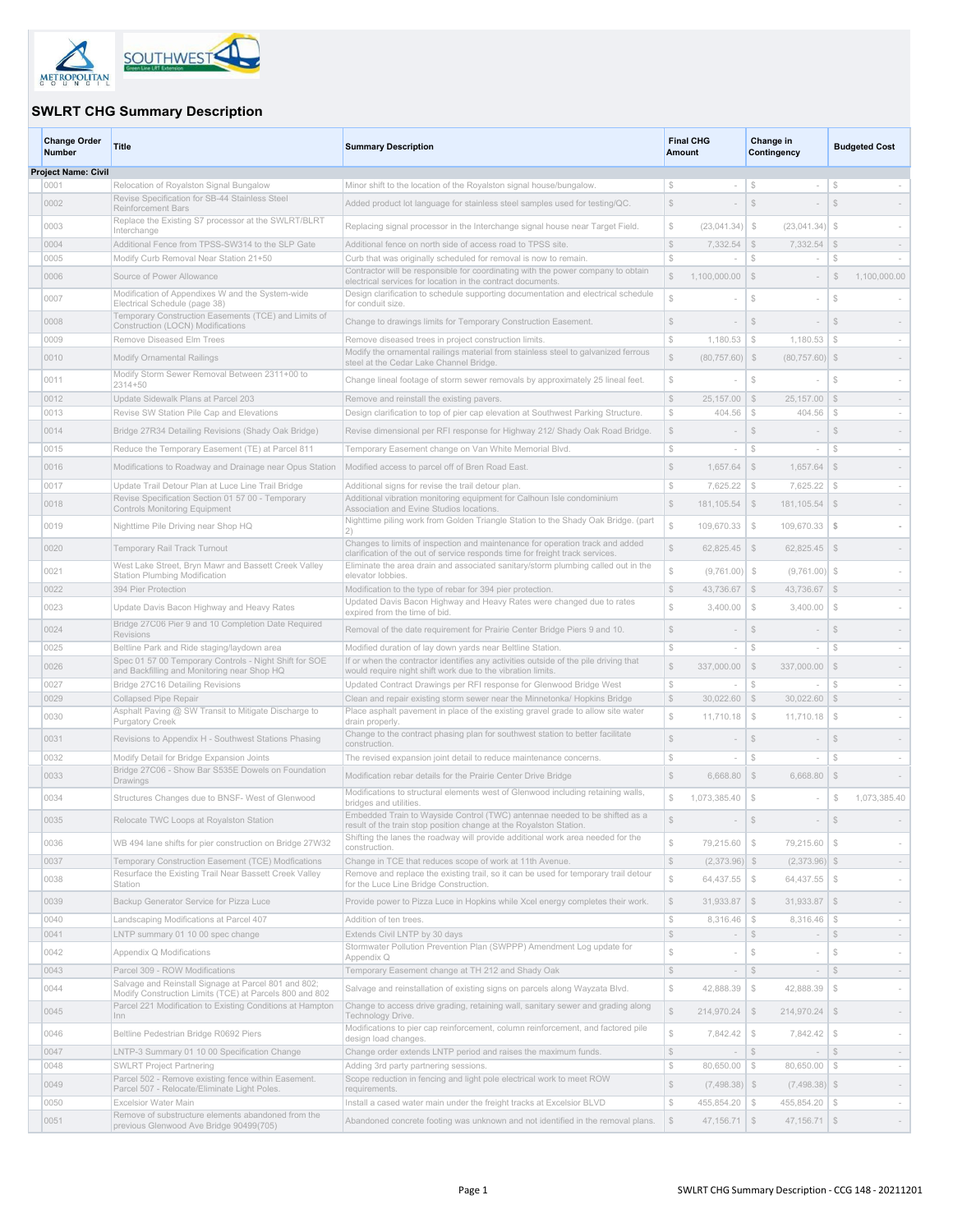## SWLRT CHG Summary Description

| Change Order Number | Title | Summary Description | Final CHG Amount | Change in Contingency | Budgeted Cost |
|---|---|---|---|---|---|
| **Project Name: Civil** | | | | | |
| 0001 | Relocation of Royalston Signal Bungalow | Minor shift to the location of the Royalston signal house/bungalow. | $ - | $ - | $ - |
| 0002 | Revise Specification for SB-44 Stainless Steel Reinforcement Bars | Added product lot language for stainless steel samples used for testing/QC. | $ - | $ - | $ - |
| 0003 | Replace the Existing S7 processor at the SWLRT/BLRT Interchange | Replacing signal processor in the Interchange signal house near Target Field. | $ (23,041.34) | $ (23,041.34) | $ - |
| 0004 | Additional Fence from TPSS-SW314 to the SLP Gate | Additional fence on north side of access road to TPSS site. | $ 7,332.54 | $ 7,332.54 | $ - |
| 0005 | Modify Curb Removal Near Station 21+50 | Curb that was originally scheduled for removal is now to remain. | $ - | $ - | $ - |
| 0006 | Source of Power Allowance | Contractor will be responsible for coordinating with the power company to obtain electrical services for location in the contract documents. | $ 1,100,000.00 | $ - | $ 1,100,000.00 |
| 0007 | Modification of Appendixes W and the System-wide Electrical Schedule (page 38) | Design clarification to schedule supporting documentation and electrical schedule for conduit size. | $ - | $ - | $ - |
| 0008 | Temporary Construction Easements (TCE) and Limits of Construction (LOCN) Modifications | Change to drawings limits for Temporary Construction Easement. | $ - | $ - | $ - |
| 0009 | Remove Diseased Elm Trees | Remove diseased trees in project construction limits. | $ 1,180.53 | $ 1,180.53 | $ - |
| 0010 | Modify Ornamental Railings | Modify the ornamental railings material from stainless steel to galvanized ferrous steel at the Cedar Lake Channel Bridge. | $ (80,757.60) | $ (80,757.60) | $ - |
| 0011 | Modify Storm Sewer Removal Between 2311+00 to 2314+50 | Change lineal footage of storm sewer removals by approximately 25 lineal feet. | $ - | $ - | $ - |
| 0012 | Update Sidewalk Plans at Parcel 203 | Remove and reinstall the existing pavers. | $ 25,157.00 | $ 25,157.00 | $ - |
| 0013 | Revise SW Station Pile Cap and Elevations | Design clarification to top of pier cap elevation at Southwest Parking Structure. | $ 404.56 | $ 404.56 | $ - |
| 0014 | Bridge 27R34 Detailing Revisions (Shady Oak Bridge) | Revise dimensional per RFI response for Highway 212/ Shady Oak Road Bridge. | $ - | $ - | $ - |
| 0015 | Reduce the Temporary Easement (TE) at Parcel 811 | Temporary Easement change on Van White Memorial Blvd. | $ - | $ - | $ - |
| 0016 | Modifications to Roadway and Drainage near Opus Station | Modified access to parcel off of Bren Road East. | $ 1,657.64 | $ 1,657.64 | $ - |
| 0017 | Update Trail Detour Plan at Luce Line Trail Bridge | Additional signs for revise the trail detour plan. | $ 7,625.22 | $ 7,625.22 | $ - |
| 0018 | Revise Specification Section 01 57 00 - Temporary Controls Monitoring Equipment | Additional vibration monitoring equipment for Calhoun Isle condominium Association and Evine Studios locations. | $ 181,105.54 | $ 181,105.54 | $ - |
| 0019 | Nighttime Pile Driving near Shop HQ | Nighttime piling work from Golden Triangle Station to the Shady Oak Bridge. (part 2) | $ 109,670.33 | $ 109,670.33 | $ - |
| 0020 | Temporary Rail Track Turnout | Changes to limits of inspection and maintenance for operation track and added clarification of the out of service responds time for freight track services. | $ 62,825.45 | $ 62,825.45 | $ - |
| 0021 | West Lake Street, Bryn Mawr and Bassett Creek Valley Station Plumbing Modification | Eliminate the area drain and associated sanitary/storm plumbing called out in the elevator lobbies. | $ (9,761.00) | $ (9,761.00) | $ - |
| 0022 | 394 Pier Protection | Modification to the type of rebar for 394 pier protection. | $ 43,736.67 | $ 43,736.67 | $ - |
| 0023 | Update Davis Bacon Highway and Heavy Rates | Updated Davis Bacon Highway and Heavy Rates were changed due to rates expired from the time of bid. | $ 3,400.00 | $ 3,400.00 | $ - |
| 0024 | Bridge 27C06 Pier 9 and 10 Completion Date Required Revisions | Removal of the date requirement for Prairie Center Bridge Piers 9 and 10. | $ - | $ - | $ - |
| 0025 | Beltline Park and Ride staging/laydown area | Modified duration of lay down yards near Beltline Station. | $ - | $ - | $ - |
| 0026 | Spec 01 57 00 Temporary Controls - Night Shift for SOE and Backfilling and Monitoring near Shop HQ | If or when the contractor identifies any activities outside of the pile driving that would require night shift work due to the vibration limits. | $ 337,000.00 | $ 337,000.00 | $ - |
| 0027 | Bridge 27C16 Detailing Revisions | Updated Contract Drawings per RFI response for Glenwood Bridge West | $ - | $ - | $ - |
| 0029 | Collapsed Pipe Repair | Clean and repair existing storm sewer near the Minnetonka/ Hopkins Bridge | $ 30,022.60 | $ 30,022.60 | $ - |
| 0030 | Asphalt Paving @ SW Transit to Mitigate Discharge to Purgatory Creek | Place asphalt pavement in place of the existing gravel grade to allow site water drain properly. | $ 11,710.18 | $ 11,710.18 | $ - |
| 0031 | Revisions to Appendix H - Southwest Stations Phasing | Change to the contract phasing plan for southwest station to better facilitate construction. | $ - | $ - | $ - |
| 0032 | Modify Detail for Bridge Expansion Joints | The revised expansion joint detail to reduce maintenance concerns. | $ - | $ - | $ - |
| 0033 | Bridge 27C06 - Show Bar S535E Dowels on Foundation Drawings | Modification rebar details for the Prairie Center Drive Bridge | $ 6,668.80 | $ 6,668.80 | $ - |
| 0034 | Structures Changes due to BNSF- West of Glenwood | Modifications to structural elements west of Glenwood including retaining walls, bridges and utilities. | $ 1,073,385.40 | $ - | $ 1,073,385.40 |
| 0035 | Relocate TWC Loops at Royalston Station | Embedded Train to Wayside Control (TWC) antennae needed to be shifted as a result of the train stop position change at the Royalston Station. | $ - | $ - | $ - |
| 0036 | WB 494 lane shifts for pier construction on Bridge 27W32 | Shifting the lanes the roadway will provide additional work area needed for the construction. | $ 79,215.60 | $ 79,215.60 | $ - |
| 0037 | Temporary Construction Easement (TCE) Modfications | Change in TCE that reduces scope of work at 11th Avenue. | $ (2,373.96) | $ (2,373.96) | $ - |
| 0038 | Resurface the Existing Trail Near Bassett Creek Valley Station | Remove and replace the existing trail, so it can be used for temporary trail detour for the Luce Line Bridge Construction. | $ 64,437.55 | $ 64,437.55 | $ - |
| 0039 | Backup Generator Service for Pizza Luce | Provide power to Pizza Luce in Hopkins while Xcel energy completes their work. | $ 31,933.87 | $ 31,933.87 | $ - |
| 0040 | Landscaping Modifications at Parcel 407 | Addition of ten trees. | $ 8,316.46 | $ 8,316.46 | $ - |
| 0041 | LNTP summary 01 10 00 spec change | Extends Civil LNTP by 30 days | $ - | $ - | $ - |
| 0042 | Appendix Q Modifications | Stormwater Pollution Prevention Plan (SWPPP) Amendment Log update for Appendix Q | $ - | $ - | $ - |
| 0043 | Parcel 309 - ROW Modifications | Temporary Easement change at TH 212 and Shady Oak | $ - | $ - | $ - |
| 0044 | Salvage and Reinstall Signage at Parcel 801 and 802; Modify Construction Limits (TCE) at Parcels 800 and 802 | Salvage and reinstallation of existing signs on parcels along Wayzata Blvd. | $ 42,888.39 | $ 42,888.39 | $ - |
| 0045 | Parcel 221 Modification to Existing Conditions at Hampton Inn | Change to access drive grading, retaining wall, sanitary sewer and grading along Technology Drive. | $ 214,970.24 | $ 214,970.24 | $ - |
| 0046 | Beltline Pedestrian Bridge R0692 Piers | Modifications to pier cap reinforcement, column reinforcement, and factored pile design load changes. | $ 7,842.42 | $ 7,842.42 | $ - |
| 0047 | LNTP-3 Summary 01 10 00 Specification Change | Change order extends LNTP period and raises the maximum funds. | $ - | $ - | $ - |
| 0048 | SWLRT Project Partnering | Adding 3rd party partnering sessions. | $ 80,650.00 | $ 80,650.00 | $ - |
| 0049 | Parcel 502 - Remove existing fence within Easement. Parcel 507 - Relocate/Eliminate Light Poles. | Scope reduction in fencing and light pole electrical work to meet ROW requirements. | $ (7,498.38) | $ (7,498.38) | $ - |
| 0050 | Excelsior Water Main | Install a cased water main under the freight tracks at Excelsior BLVD | $ 455,854.20 | $ 455,854.20 | $ - |
| 0051 | Remove of substructure elements abandoned from the previous Glenwood Ave Bridge 90499(705) | Abandoned concrete footing was unknown and not identified in the removal plans. | $ 47,156.71 | $ 47,156.71 | $ - |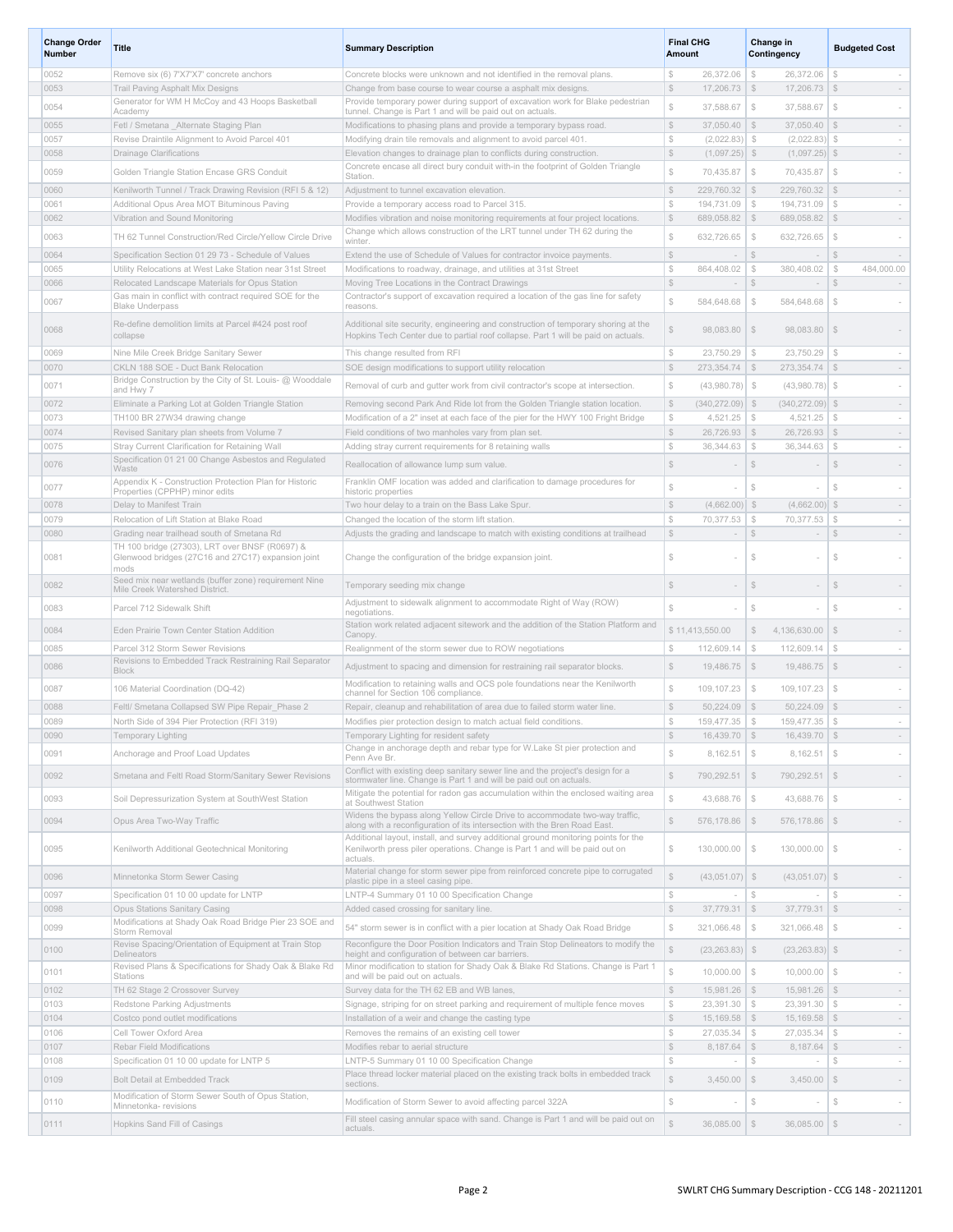| Change Order Number | Title | Summary Description | Final CHG Amount | Change in Contingency | Budgeted Cost |
|---|---|---|---|---|---|
| 0052 | Remove six (6) 7'X7'X7' concrete anchors | Concrete blocks were unknown and not identified in the removal plans. | $ 26,372.06 | $ 26,372.06 | $ - |
| 0053 | Trail Paving Asphalt Mix Designs | Change from base course to wear course a asphalt mix designs. | $ 17,206.73 | $ 17,206.73 | $ - |
| 0054 | Generator for WM H McCoy and 43 Hoops Basketball Academy | Provide temporary power during support of excavation work for Blake pedestrian tunnel. Change is Part 1 and will be paid out on actuals. | $ 37,588.67 | $ 37,588.67 | $ - |
| 0055 | Fetl / Smetana _Alternate Staging Plan | Modifications to phasing plans and provide a temporary bypass road. | $ 37,050.40 | $ 37,050.40 | $ - |
| 0057 | Revise Draintile Alignment to Avoid Parcel 401 | Modifying drain tile removals and alignment to avoid parcel 401. | $ (2,022.83) | $ (2,022.83) | $ - |
| 0058 | Drainage Clarifications | Elevation changes to drainage plan to conflicts during construction. | $ (1,097.25) | $ (1,097.25) | $ - |
| 0059 | Golden Triangle Station Encase GRS Conduit | Concrete encase all direct bury conduit with-in the footprint of Golden Triangle Station. | $ 70,435.87 | $ 70,435.87 | $ - |
| 0060 | Kenilworth Tunnel / Track Drawing Revision (RFI 5 & 12) | Adjustment to tunnel excavation elevation. | $ 229,760.32 | $ 229,760.32 | $ - |
| 0061 | Additional Opus Area MOT Bituminous Paving | Provide a temporary access road to Parcel 315. | $ 194,731.09 | $ 194,731.09 | $ - |
| 0062 | Vibration and Sound Monitoring | Modifies vibration and noise monitoring requirements at four project locations. | $ 689,058.82 | $ 689,058.82 | $ - |
| 0063 | TH 62 Tunnel Construction/Red Circle/Yellow Circle Drive | Change which allows construction of the LRT tunnel under TH 62 during the winter. | $ 632,726.65 | $ 632,726.65 | $ - |
| 0064 | Specification Section 01 29 73 - Schedule of Values | Extend the use of Schedule of Values for contractor invoice payments. | $ - | $ - | $ - |
| 0065 | Utility Relocations at West Lake Station near 31st Street | Modifications to roadway, drainage, and utilities at 31st Street | $ 864,408.02 | $ 380,408.02 | $ 484,000.00 |
| 0066 | Relocated Landscape Materials for Opus Station | Moving Tree Locations in the Contract Drawings | $ - | $ - | $ - |
| 0067 | Gas main in conflict with contract required SOE for the Blake Underpass | Contractor's support of excavation required a location of the gas line for safety reasons. | $ 584,648.68 | $ 584,648.68 | $ - |
| 0068 | Re-define demolition limits at Parcel #424 post roof collapse | Additional site security, engineering and construction of temporary shoring at the Hopkins Tech Center due to partial roof collapse. Part 1 will be paid on actuals. | $ 98,083.80 | $ 98,083.80 | $ - |
| 0069 | Nine Mile Creek Bridge Sanitary Sewer | This change resulted from RFI | $ 23,750.29 | $ 23,750.29 | $ - |
| 0070 | CKLN 188 SOE - Duct Bank Relocation | SOE design modifications to support utility relocation | $ 273,354.74 | $ 273,354.74 | $ - |
| 0071 | Bridge Construction by the City of St. Louis- @ Wooddale and Hwy 7 | Removal of curb and gutter work from civil contractor's scope at intersection. | $ (43,980.78) | $ (43,980.78) | $ - |
| 0072 | Eliminate a Parking Lot at Golden Triangle Station | Removing second Park And Ride lot from the Golden Triangle station location. | $ (340,272.09) | $ (340,272.09) | $ - |
| 0073 | TH100 BR 27W34 drawing change | Modification of a 2" inset at each face of the pier for the HWY 100 Fright Bridge | $ 4,521.25 | $ 4,521.25 | $ - |
| 0074 | Revised Sanitary plan sheets from Volume 7 | Field conditions of two manholes vary from plan set. | $ 26,726.93 | $ 26,726.93 | $ - |
| 0075 | Stray Current Clarification for Retaining Wall | Adding stray current requirements for 8 retaining walls | $ 36,344.63 | $ 36,344.63 | $ - |
| 0076 | Specification 01 21 00 Change Asbestos and Regulated Waste | Reallocation of allowance lump sum value. | $ - | $ - | $ - |
| 0077 | Appendix K - Construction Protection Plan for Historic Properties (CPPHP) minor edits | Franklin OMF location was added and clarification to damage procedures for historic properties | $ - | $ - | $ - |
| 0078 | Delay to Manifest Train | Two hour delay to a train on the Bass Lake Spur. | $ (4,662.00) | $ (4,662.00) | $ - |
| 0079 | Relocation of Lift Station at Blake Road | Changed the location of the storm lift station. | $ 70,377.53 | $ 70,377.53 | $ - |
| 0080 | Grading near trailhead south of Smetana Rd | Adjusts the grading and landscape to match with existing conditions at trailhead | $ - | $ - | $ - |
| 0081 | TH 100 bridge (27303), LRT over BNSF (R0697) & Glenwood bridges (27C16 and 27C17) expansion joint mods | Change the configuration of the bridge expansion joint. | $ - | $ - | $ - |
| 0082 | Seed mix near wetlands (buffer zone) requirement Nine Mile Creek Watershed District. | Temporary seeding mix change | $ - | $ - | $ - |
| 0083 | Parcel 712 Sidewalk Shift | Adjustment to sidewalk alignment to accommodate Right of Way (ROW) negotiations. | $ - | $ - | $ - |
| 0084 | Eden Prairie Town Center Station Addition | Station work related adjacent sitework and the addition of the Station Platform and Canopy. | $ 11,413,550.00 | $ 4,136,630.00 | $ - |
| 0085 | Parcel 312 Storm Sewer Revisions | Realignment of the storm sewer due to ROW negotiations | $ 112,609.14 | $ 112,609.14 | $ - |
| 0086 | Revisions to Embedded Track Restraining Rail Separator Block | Adjustment to spacing and dimension for restraining rail separator blocks. | $ 19,486.75 | $ 19,486.75 | $ - |
| 0087 | 106 Material Coordination (DQ-42) | Modification to retaining walls and OCS pole foundations near the Kenilworth channel for Section 106 compliance. | $ 109,107.23 | $ 109,107.23 | $ - |
| 0088 | Feltl/ Smetana Collapsed SW Pipe Repair_Phase 2 | Repair, cleanup and rehabilitation of area due to failed storm water line. | $ 50,224.09 | $ 50,224.09 | $ - |
| 0089 | North Side of 394 Pier Protection (RFI 319) | Modifies pier protection design to match actual field conditions. | $ 159,477.35 | $ 159,477.35 | $ - |
| 0090 | Temporary Lighting | Temporary Lighting for resident safety | $ 16,439.70 | $ 16,439.70 | $ - |
| 0091 | Anchorage and Proof Load Updates | Change in anchorage depth and rebar type for W.Lake St pier protection and Penn Ave Br. | $ 8,162.51 | $ 8,162.51 | $ - |
| 0092 | Smetana and Feltl Road Storm/Sanitary Sewer Revisions | Conflict with existing deep sanitary sewer line and the project's design for a stormwater line. Change is Part 1 and will be paid out on actuals. | $ 790,292.51 | $ 790,292.51 | $ - |
| 0093 | Soil Depressurization System at SouthWest Station | Mitigate the potential for radon gas accumulation within the enclosed waiting area at Southwest Station | $ 43,688.76 | $ 43,688.76 | $ - |
| 0094 | Opus Area Two-Way Traffic | Widens the bypass along Yellow Circle Drive to accommodate two-way traffic, along with a reconfiguration of its intersection with the Bren Road East. | $ 576,178.86 | $ 576,178.86 | $ - |
| 0095 | Kenilworth Additional Geotechnical Monitoring | Additional layout, install, and survey additional ground monitoring points for the Kenilworth press piler operations. Change is Part 1 and will be paid out on actuals. | $ 130,000.00 | $ 130,000.00 | $ - |
| 0096 | Minnetonka Storm Sewer Casing | Material change for storm sewer pipe from reinforced concrete pipe to corrugated plastic pipe in a steel casing pipe. | $ (43,051.07) | $ (43,051.07) | $ - |
| 0097 | Specification 01 10 00 update for LNTP | LNTP-4 Summary 01 10 00 Specification Change | $ - | $ - | $ - |
| 0098 | Opus Stations Sanitary Casing | Added cased crossing for sanitary line. | $ 37,779.31 | $ 37,779.31 | $ - |
| 0099 | Modifications at Shady Oak Road Bridge Pier 23 SOE and Storm Removal | 54" storm sewer is in conflict with a pier location at Shady Oak Road Bridge | $ 321,066.48 | $ 321,066.48 | $ - |
| 0100 | Revise Spacing/Orientation of Equipment at Train Stop Delineators | Reconfigure the Door Position Indicators and Train Stop Delineators to modify the height and configuration of between car barriers. | $ (23,263.83) | $ (23,263.83) | $ - |
| 0101 | Revised Plans & Specifications for Shady Oak & Blake Rd Stations | Minor modification to station for Shady Oak & Blake Rd Stations. Change is Part 1 and will be paid out on actuals. | $ 10,000.00 | $ 10,000.00 | $ - |
| 0102 | TH 62 Stage 2 Crossover Survey | Survey data for the TH 62 EB and WB lanes, | $ 15,981.26 | $ 15,981.26 | $ - |
| 0103 | Redstone Parking Adjustments | Signage, striping for on street parking and requirement of multiple fence moves | $ 23,391.30 | $ 23,391.30 | $ - |
| 0104 | Costco pond outlet modifications | Installation of a weir and change the casting type | $ 15,169.58 | $ 15,169.58 | $ - |
| 0106 | Cell Tower Oxford Area | Removes the remains of an existing cell tower | $ 27,035.34 | $ 27,035.34 | $ - |
| 0107 | Rebar Field Modifications | Modifies rebar to aerial structure | $ 8,187.64 | $ 8,187.64 | $ - |
| 0108 | Specification 01 10 00 update for LNTP 5 | LNTP-5 Summary 01 10 00 Specification Change | $ - | $ - | $ - |
| 0109 | Bolt Detail at Embedded Track | Place thread locker material placed on the existing track bolts in embedded track sections. | $ 3,450.00 | $ 3,450.00 | $ - |
| 0110 | Modification of Storm Sewer South of Opus Station, Minnetonka- revisions | Modification of Storm Sewer to avoid affecting parcel 322A | $ - | $ - | $ - |
| 0111 | Hopkins Sand Fill of Casings | Fill steel casing annular space with sand. Change is Part 1 and will be paid out on actuals. | $ 36,085.00 | $ 36,085.00 | $ - |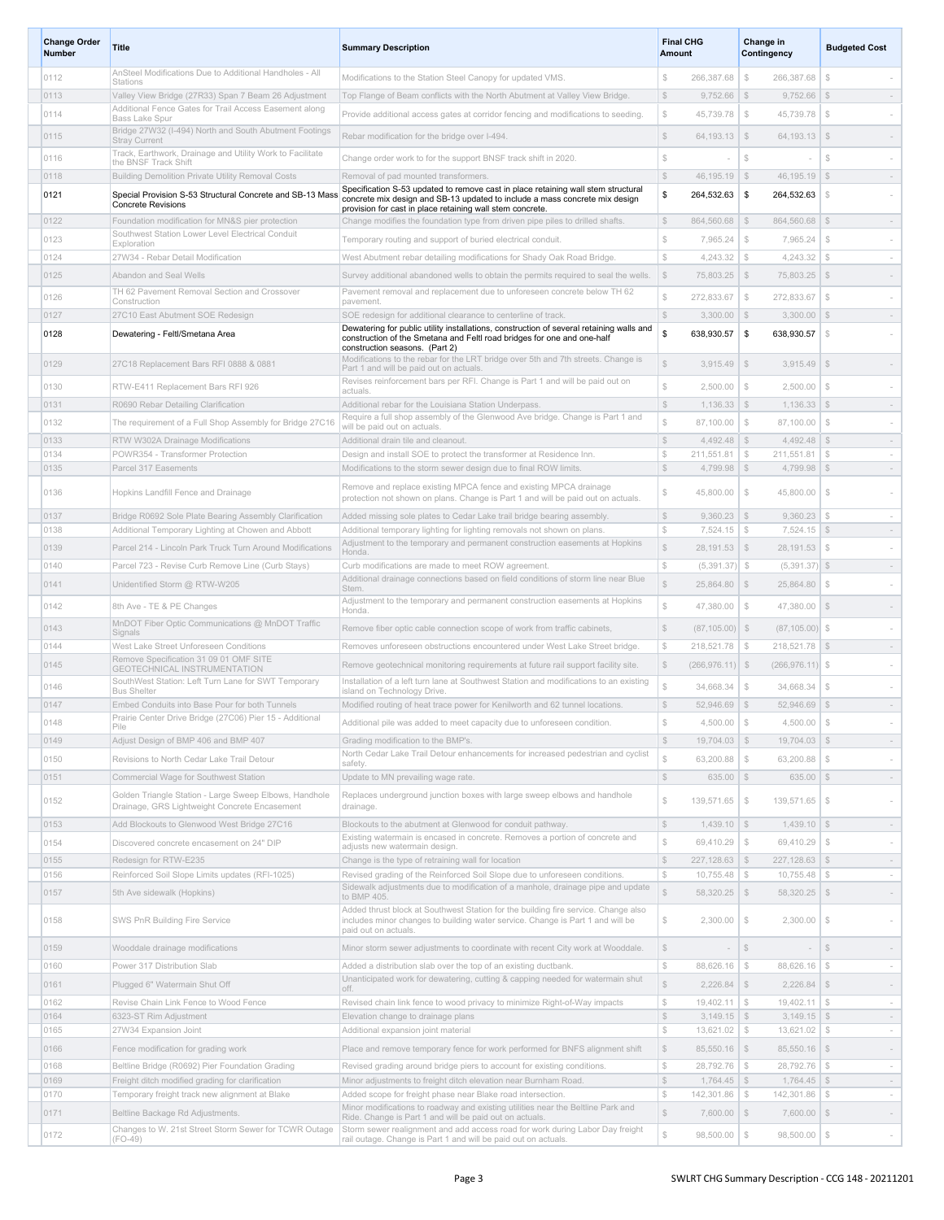| Change Order Number | Title | Summary Description | Final CHG Amount | Change in Contingency | Budgeted Cost |
|---|---|---|---|---|---|
| 0112 | AnSteel Modifications Due to Additional Handholes - All Stations | Modifications to the Station Steel Canopy for updated VMS. | $ 266,387.68 | $ 266,387.68 | $ - |
| 0113 | Valley View Bridge (27R33) Span 7 Beam 26 Adjustment | Top Flange of Beam conflicts with the North Abutment at Valley View Bridge. | $ 9,752.66 | $ 9,752.66 | $ - |
| 0114 | Additional Fence Gates for Trail Access Easement along Bass Lake Spur | Provide additional access gates at corridor fencing and modifications to seeding. | $ 45,739.78 | $ 45,739.78 | $ - |
| 0115 | Bridge 27W32 (I-494) North and South Abutment Footings Stray Current | Rebar modification for the bridge over I-494. | $ 64,193.13 | $ 64,193.13 | $ - |
| 0116 | Track, Earthwork, Drainage and Utility Work to Facilitate the BNSF Track Shift | Change order work to for the support BNSF track shift in 2020. | $ - | $ - | $ - |
| 0118 | Building Demolition Private Utility Removal Costs | Removal of pad mounted transformers. | $ 46,195.19 | $ 46,195.19 | $ - |
| 0121 | Special Provision S-53 Structural Concrete and SB-13 Mass Concrete Revisions | Specification S-53 updated to remove cast in place retaining wall stem structural concrete mix design and SB-13 updated to include a mass concrete mix design provision for cast in place retaining wall stem concrete. | $ 264,532.63 | $ 264,532.63 | $ - |
| 0122 | Foundation modification for MN&S pier protection | Change modifies the foundation type from driven pipe piles to drilled shafts. | $ 864,560.68 | $ 864,560.68 | $ - |
| 0123 | Southwest Station Lower Level Electrical Conduit Exploration | Temporary routing and support of buried electrical conduit. | $ 7,965.24 | $ 7,965.24 | $ - |
| 0124 | 27W34 - Rebar Detail Modification | West Abutment rebar detailing modifications for Shady Oak Road Bridge. | $ 4,243.32 | $ 4,243.32 | $ - |
| 0125 | Abandon and Seal Wells | Survey additional abandoned wells to obtain the permits required to seal the wells. | $ 75,803.25 | $ 75,803.25 | $ - |
| 0126 | TH 62 Pavement Removal Section and Crossover Construction | Pavement removal and replacement due to unforeseen concrete below TH 62 pavement. | $ 272,833.67 | $ 272,833.67 | $ - |
| 0127 | 27C10 East Abutment SOE Redesign | SOE redesign for additional clearance to centerline of track. | $ 3,300.00 | $ 3,300.00 | $ - |
| 0128 | Dewatering - Feltl/Smetana Area | Dewatering for public utility installations, construction of several retaining walls and construction of the Smetana and Feltl road bridges for one and one-half construction seasons. (Part 2) | $ 638,930.57 | $ 638,930.57 | $ - |
| 0129 | 27C18 Replacement Bars RFI 0888 & 0881 | Modifications to the rebar for the LRT bridge over 5th and 7th streets. Change is Part 1 and will be paid out on actuals. | $ 3,915.49 | $ 3,915.49 | $ - |
| 0130 | RTW-E411 Replacement Bars RFI 926 | Revises reinforcement bars per RFI. Change is Part 1 and will be paid out on actuals. | $ 2,500.00 | $ 2,500.00 | $ - |
| 0131 | R0690 Rebar Detailing Clarification | Additional rebar for the Louisiana Station Underpass. | $ 1,136.33 | $ 1,136.33 | $ - |
| 0132 | The requirement of a Full Shop Assembly for Bridge 27C16 | Require a full shop assembly of the Glenwood Ave bridge. Change is Part 1 and will be paid out on actuals. | $ 87,100.00 | $ 87,100.00 | $ - |
| 0133 | RTW W302A Drainage Modifications | Additional drain tile and cleanout. | $ 4,492.48 | $ 4,492.48 | $ - |
| 0134 | POWR354 - Transformer Protection | Design and install SOE to protect the transformer at Residence Inn. | $ 211,551.81 | $ 211,551.81 | $ - |
| 0135 | Parcel 317 Easements | Modifications to the storm sewer design due to final ROW limits. | $ 4,799.98 | $ 4,799.98 | $ - |
| 0136 | Hopkins Landfill Fence and Drainage | Remove and replace existing MPCA fence and existing MPCA drainage protection not shown on plans. Change is Part 1 and will be paid out on actuals. | $ 45,800.00 | $ 45,800.00 | $ - |
| 0137 | Bridge R0692 Sole Plate Bearing Assembly Clarification | Added missing sole plates to Cedar Lake trail bridge bearing assembly. | $ 9,360.23 | $ 9,360.23 | $ - |
| 0138 | Additional Temporary Lighting at Chowen and Abbott | Additional temporary lighting for lighting removals not shown on plans. | $ 7,524.15 | $ 7,524.15 | $ - |
| 0139 | Parcel 214 - Lincoln Park Truck Turn Around Modifications | Adjustment to the temporary and permanent construction easements at Hopkins Honda. | $ 28,191.53 | $ 28,191.53 | $ - |
| 0140 | Parcel 723 - Revise Curb Remove Line (Curb Stays) | Curb modifications are made to meet ROW agreement. | $ (5,391.37) | $ (5,391.37) | $ - |
| 0141 | Unidentified Storm @ RTW-W205 | Additional drainage connections based on field conditions of storm line near Blue Stem. | $ 25,864.80 | $ 25,864.80 | $ - |
| 0142 | 8th Ave - TE & PE Changes | Adjustment to the temporary and permanent construction easements at Hopkins Honda. | $ 47,380.00 | $ 47,380.00 | $ - |
| 0143 | MnDOT Fiber Optic Communications @ MnDOT Traffic Signals | Remove fiber optic cable connection scope of work from traffic cabinets, | $ (87,105.00) | $ (87,105.00) | $ - |
| 0144 | West Lake Street Unforeseen Conditions | Removes unforeseen obstructions encountered under West Lake Street bridge. | $ 218,521.78 | $ 218,521.78 | $ - |
| 0145 | Remove Specification 31 09 01 OMF SITE GEOTECHNICAL INSTRUMENTATION | Remove geotechnical monitoring requirements at future rail support facility site. | $ (266,976.11) | $ (266,976.11) | $ - |
| 0146 | SouthWest Station: Left Turn Lane for SWT Temporary Bus Shelter | Installation of a left turn lane at Southwest Station and modifications to an existing island on Technology Drive. | $ 34,668.34 | $ 34,668.34 | $ - |
| 0147 | Embed Conduits into Base Pour for both Tunnels | Modified routing of heat trace power for Kenilworth and 62 tunnel locations. | $ 52,946.69 | $ 52,946.69 | $ - |
| 0148 | Prairie Center Drive Bridge (27C06) Pier 15 - Additional Pile | Additional pile was added to meet capacity due to unforeseen condition. | $ 4,500.00 | $ 4,500.00 | $ - |
| 0149 | Adjust Design of BMP 406 and BMP 407 | Grading modification to the BMP's. | $ 19,704.03 | $ 19,704.03 | $ - |
| 0150 | Revisions to North Cedar Lake Trail Detour | North Cedar Lake Trail Detour enhancements for increased pedestrian and cyclist safety. | $ 63,200.88 | $ 63,200.88 | $ - |
| 0151 | Commercial Wage for Southwest Station | Update to MN prevailing wage rate. | $ 635.00 | $ 635.00 | $ - |
| 0152 | Golden Triangle Station - Large Sweep Elbows, Handhole Drainage, GRS Lightweight Concrete Encasement | Replaces underground junction boxes with large sweep elbows and handhole drainage. | $ 139,571.65 | $ 139,571.65 | $ - |
| 0153 | Add Blockouts to Glenwood West Bridge 27C16 | Blockouts to the abutment at Glenwood for conduit pathway. | $ 1,439.10 | $ 1,439.10 | $ - |
| 0154 | Discovered concrete encasement on 24" DIP | Existing watermain is encased in concrete. Removes a portion of concrete and adjusts new watermain design. | $ 69,410.29 | $ 69,410.29 | $ - |
| 0155 | Redesign for RTW-E235 | Change is the type of retraining wall for location | $ 227,128.63 | $ 227,128.63 | $ - |
| 0156 | Reinforced Soil Slope Limits updates (RFI-1025) | Revised grading of the Reinforced Soil Slope due to unforeseen conditions. | $ 10,755.48 | $ 10,755.48 | $ - |
| 0157 | 5th Ave sidewalk (Hopkins) | Sidewalk adjustments due to modification of a manhole, drainage pipe and update to BMP 405. | $ 58,320.25 | $ 58,320.25 | $ - |
| 0158 | SWS PnR Building Fire Service | Added thrust block at Southwest Station for the building fire service. Change also includes minor changes to building water service. Change is Part 1 and will be paid out on actuals. | $ 2,300.00 | $ 2,300.00 | $ - |
| 0159 | Wooddale drainage modifications | Minor storm sewer adjustments to coordinate with recent City work at Wooddale. | $ - | $ - | $ - |
| 0160 | Power 317 Distribution Slab | Added a distribution slab over the top of an existing ductbank. | $ 88,626.16 | $ 88,626.16 | $ - |
| 0161 | Plugged 6" Watermain Shut Off | Unanticipated work for dewatering, cutting & capping needed for watermain shut off. | $ 2,226.84 | $ 2,226.84 | $ - |
| 0162 | Revise Chain Link Fence to Wood Fence | Revised chain link fence to wood privacy to minimize Right-of-Way impacts | $ 19,402.11 | $ 19,402.11 | $ - |
| 0164 | 6323-ST Rim Adjustment | Elevation change to drainage plans | $ 3,149.15 | $ 3,149.15 | $ - |
| 0165 | 27W34 Expansion Joint | Additional expansion joint material | $ 13,621.02 | $ 13,621.02 | $ - |
| 0166 | Fence modification for grading work | Place and remove temporary fence for work performed for BNFS alignment shift | $ 85,550.16 | $ 85,550.16 | $ - |
| 0168 | Beltline Bridge (R0692) Pier Foundation Grading | Revised grading around bridge piers to account for existing conditions. | $ 28,792.76 | $ 28,792.76 | $ - |
| 0169 | Freight ditch modified grading for clarification | Minor adjustments to freight ditch elevation near Burnham Road. | $ 1,764.45 | $ 1,764.45 | $ - |
| 0170 | Temporary freight track new alignment at Blake | Added scope for freight phase near Blake road intersection. | $ 142,301.86 | $ 142,301.86 | $ - |
| 0171 | Beltline Backage Rd Adjustments. | Minor modifications to roadway and existing utilities near the Beltline Park and Ride. Change is Part 1 and will be paid out on actuals. | $ 7,600.00 | $ 7,600.00 | $ - |
| 0172 | Changes to W. 21st Street Storm Sewer for TCWR Outage (FO-49) | Storm sewer realignment and add access road for work during Labor Day freight rail outage. Change is Part 1 and will be paid out on actuals. | $ 98,500.00 | $ 98,500.00 | $ - |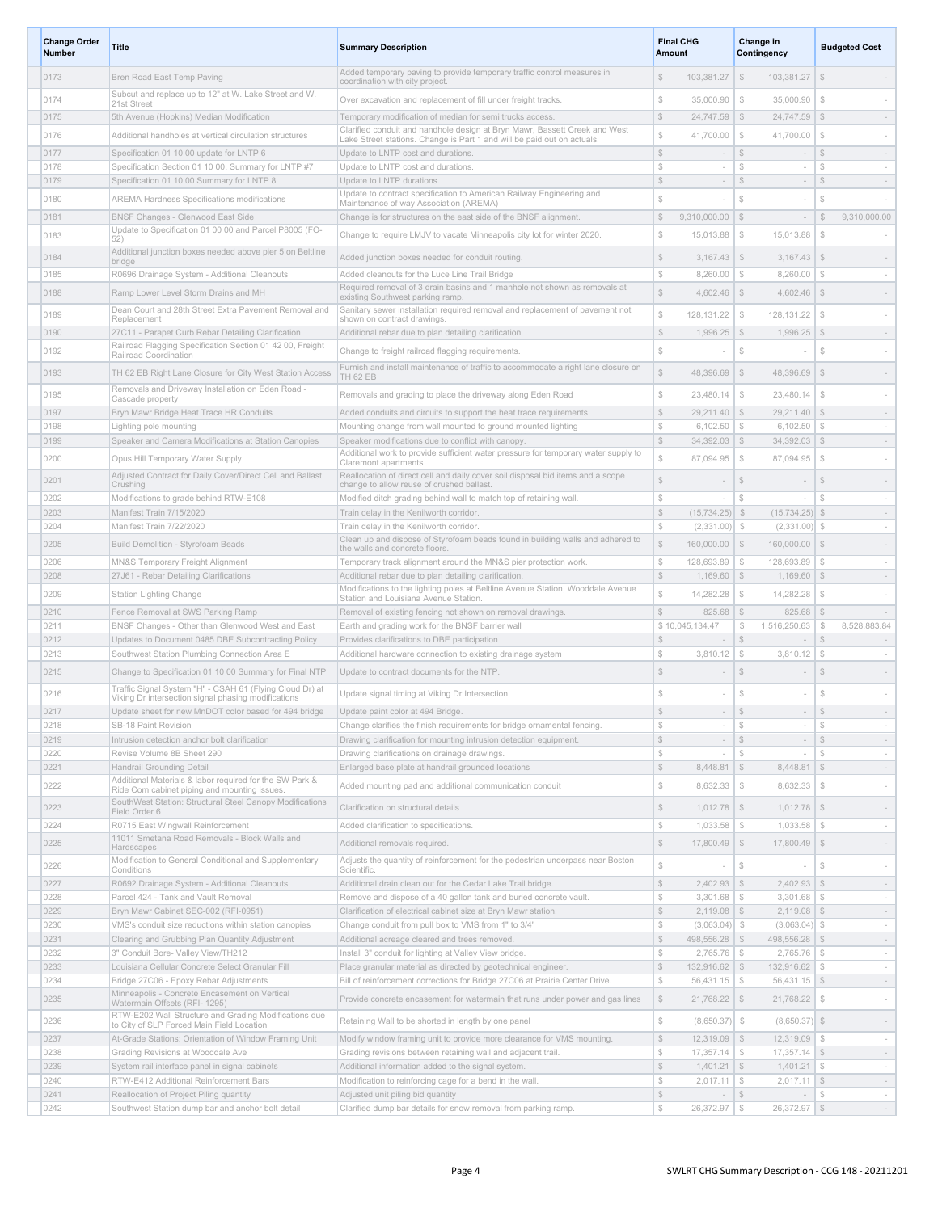| Change Order Number | Title | Summary Description | Final CHG Amount | Change in Contingency | Budgeted Cost |
|---|---|---|---|---|---|
| 0173 | Bren Road East Temp Paving | Added temporary paving to provide temporary traffic control measures in coordination with city project. | $ 103,381.27 | $ 103,381.27 | $ - |
| 0174 | Subcut and replace up to 12" at W. Lake Street and W. 21st Street | Over excavation and replacement of fill under freight tracks. | $ 35,000.90 | $ 35,000.90 | $ - |
| 0175 | 5th Avenue (Hopkins) Median Modification | Temporary modification of median for semi trucks access. | $ 24,747.59 | $ 24,747.59 | $ - |
| 0176 | Additional handholes at vertical circulation structures | Clarified conduit and handhole design at Bryn Mawr, Bassett Creek and West Lake Street stations. Change is Part 1 and will be paid out on actuals. | $ 41,700.00 | $ 41,700.00 | $ - |
| 0177 | Specification 01 10 00 update for LNTP 6 | Update to LNTP cost and durations. | $ - | $ - | $ - |
| 0178 | Specification Section 01 10 00, Summary for LNTP #7 | Update to LNTP cost and durations. | $ - | $ - | $ - |
| 0179 | Specification 01 10 00 Summary for LNTP 8 | Update to LNTP durations. | $ - | $ - | $ - |
| 0180 | AREMA Hardness Specifications modifications | Update to contract specification to American Railway Engineering and Maintenance of way Association (AREMA) | $ - | $ - | $ - |
| 0181 | BNSF Changes - Glenwood East Side | Change is for structures on the east side of the BNSF alignment. | $ 9,310,000.00 | $ - | $ 9,310,000.00 |
| 0183 | Update to Specification 01 00 00 and Parcel P8005 (FO-52) | Change to require LMJV to vacate Minneapolis city lot for winter 2020. | $ 15,013.88 | $ 15,013.88 | $ - |
| 0184 | Additional junction boxes needed above pier 5 on Beltline bridge | Added junction boxes needed for conduit routing. | $ 3,167.43 | $ 3,167.43 | $ - |
| 0185 | R0696 Drainage System - Additional Cleanouts | Added cleanouts for the Luce Line Trail Bridge | $ 8,260.00 | $ 8,260.00 | $ - |
| 0188 | Ramp Lower Level Storm Drains and MH | Required removal of 3 drain basins and 1 manhole not shown as removals at existing Southwest parking ramp. | $ 4,602.46 | $ 4,602.46 | $ - |
| 0189 | Dean Court and 28th Street Extra Pavement Removal and Replacement | Sanitary sewer installation required removal and replacement of pavement not shown on contract drawings. | $ 128,131.22 | $ 128,131.22 | $ - |
| 0190 | 27C11 - Parapet Curb Rebar Detailing Clarification | Additional rebar due to plan detailing clarification. | $ 1,996.25 | $ 1,996.25 | $ - |
| 0192 | Railroad Flagging Specification Section 01 42 00, Freight Railroad Coordination | Change to freight railroad flagging requirements. | $ - | $ - | $ - |
| 0193 | TH 62 EB Right Lane Closure for City West Station Access | Furnish and install maintenance of traffic to accommodate a right lane closure on TH 62 EB | $ 48,396.69 | $ 48,396.69 | $ - |
| 0195 | Removals and Driveway Installation on Eden Road - Cascade property | Removals and grading to place the driveway along Eden Road | $ 23,480.14 | $ 23,480.14 | $ - |
| 0197 | Bryn Mawr Bridge Heat Trace HR Conduits | Added conduits and structure to support the heat trace requirements. | $ 29,211.40 | $ 29,211.40 | $ - |
| 0198 | Lighting pole mounting | Mounting change from wall mounted to ground mounted lighting | $ 6,102.50 | $ 6,102.50 | $ - |
| 0199 | Speaker and Camera Modifications at Station Canopies | Speaker modifications due to conflict with canopy. | $ 34,392.03 | $ 34,392.03 | $ - |
| 0200 | Opus Hill Temporary Water Supply | Additional work to provide sufficient water pressure for temporary water supply to Claremont apartments | $ 87,094.95 | $ 87,094.95 | $ - |
| 0201 | Adjusted Contract for Daily Cover/Direct Cell and Ballast Crushing | Reallocation of direct cell and daily cover soil disposal bid items and a scope change to allow reuse of crushed ballast. | $ - | $ - | $ - |
| 0202 | Modifications to grade behind RTW-E108 | Modified ditch grading behind wall to match top of retaining wall. | $ - | $ - | $ - |
| 0203 | Manifest Train 7/15/2020 | Train delay in the Kenilworth corridor. | $ (15,734.25) | $ (15,734.25) | $ - |
| 0204 | Manifest Train 7/22/2020 | Train delay in the Kenilworth corridor. | $ (2,331.00) | $ (2,331.00) | $ - |
| 0205 | Build Demolition - Styrofoam Beads | Clean up and dispose of Styrofoam beads found in building walls and adhered to the walls and concrete floors. | $ 160,000.00 | $ 160,000.00 | $ - |
| 0206 | MN&S Temporary Freight Alignment | Temporary track alignment around the MN&S pier protection work. | $ 128,693.89 | $ 128,693.89 | $ - |
| 0208 | 27J61 - Rebar Detailing Clarifications | Additional rebar due to plan detailing clarification. | $ 1,169.60 | $ 1,169.60 | $ - |
| 0209 | Station Lighting Change | Modifications to the lighting poles at Beltline Avenue Station, Wooddale Avenue Station and Louisiana Avenue Station. | $ 14,282.28 | $ 14,282.28 | $ - |
| 0210 | Fence Removal at SWS Parking Ramp | Removal of existing fencing not shown on removal drawings. | $ 825.68 | $ 825.68 | $ - |
| 0211 | BNSF Changes - Other than Glenwood West and East | Earth and grading work for the BNSF barrier wall | $ 10,045,134.47 | $ 1,516,250.63 | $ 8,528,883.84 |
| 0212 | Updates to Document 0485 DBE Subcontracting Policy | Provides clarifications to DBE participation | $ - | $ - | $ - |
| 0213 | Southwest Station Plumbing Connection Area E | Additional hardware connection to existing drainage system | $ 3,810.12 | $ 3,810.12 | $ - |
| 0215 | Change to Specification 01 10 00 Summary for Final NTP | Update to contract documents for the NTP. | $ - | $ - | $ - |
| 0216 | Traffic Signal System "H" - CSAH 61 (Flying Cloud Dr) at Viking Dr intersection signal phasing modifications | Update signal timing at Viking Dr Intersection | $ - | $ - | $ - |
| 0217 | Update sheet for new MnDOT color based for 494 bridge | Update paint color at 494 Bridge. | $ - | $ - | $ - |
| 0218 | SB-18 Paint Revision | Change clarifies the finish requirements for bridge ornamental fencing. | $ - | $ - | $ - |
| 0219 | Intrusion detection anchor bolt clarification | Drawing clarification for mounting intrusion detection equipment. | $ - | $ - | $ - |
| 0220 | Revise Volume 8B Sheet 290 | Drawing clarifications on drainage drawings. | $ - | $ - | $ - |
| 0221 | Handrail Grounding Detail | Enlarged base plate at handrail grounded locations | $ 8,448.81 | $ 8,448.81 | $ - |
| 0222 | Additional Materials & labor required for the SW Park & Ride Com cabinet piping and mounting issues. | Added mounting pad and additional communication conduit | $ 8,632.33 | $ 8,632.33 | $ - |
| 0223 | SouthWest Station: Structural Steel Canopy Modifications Field Order 6 | Clarification on structural details | $ 1,012.78 | $ 1,012.78 | $ - |
| 0224 | R0715 East Wingwall Reinforcement | Added clarification to specifications. | $ 1,033.58 | $ 1,033.58 | $ - |
| 0225 | 11011 Smetana Road Removals - Block Walls and Hardscapes | Additional removals required. | $ 17,800.49 | $ 17,800.49 | $ - |
| 0226 | Modification to General Conditional and Supplementary Conditions | Adjusts the quantity of reinforcement for the pedestrian underpass near Boston Scientific. | $ - | $ - | $ - |
| 0227 | R0692 Drainage System - Additional Cleanouts | Additional drain clean out for the Cedar Lake Trail bridge. | $ 2,402.93 | $ 2,402.93 | $ - |
| 0228 | Parcel 424 - Tank and Vault Removal | Remove and dispose of a 40 gallon tank and buried concrete vault. | $ 3,301.68 | $ 3,301.68 | $ - |
| 0229 | Bryn Mawr Cabinet SEC-002 (RFI-0951) | Clarification of electrical cabinet size at Bryn Mawr station. | $ 2,119.08 | $ 2,119.08 | $ - |
| 0230 | VMS's conduit size reductions within station canopies | Change conduit from pull box to VMS from 1" to 3/4" | $ (3,063.04) | $ (3,063.04) | $ - |
| 0231 | Clearing and Grubbing Plan Quantity Adjustment | Additional acreage cleared and trees removed. | $ 498,556.28 | $ 498,556.28 | $ - |
| 0232 | 3" Conduit Bore- Valley View/TH212 | Install 3" conduit for lighting at Valley View bridge. | $ 2,765.76 | $ 2,765.76 | $ - |
| 0233 | Louisiana Cellular Concrete Select Granular Fill | Place granular material as directed by geotechnical engineer. | $ 132,916.62 | $ 132,916.62 | $ - |
| 0234 | Bridge 27C06 - Epoxy Rebar Adjustments | Bill of reinforcement corrections for Bridge 27C06 at Prairie Center Drive. | $ 56,431.15 | $ 56,431.15 | $ - |
| 0235 | Minneapolis - Concrete Encasement on Vertical Watermain Offsets (RFI- 1295) | Provide concrete encasement for watermain that runs under power and gas lines | $ 21,768.22 | $ 21,768.22 | $ - |
| 0236 | RTW-E202 Wall Structure and Grading Modifications due to City of SLP Forced Main Field Location | Retaining Wall to be shorted in length by one panel | $ (8,650.37) | $ (8,650.37) | $ - |
| 0237 | At-Grade Stations: Orientation of Window Framing Unit | Modify window framing unit to provide more clearance for VMS mounting. | $ 12,319.09 | $ 12,319.09 | $ - |
| 0238 | Grading Revisions at Wooddale Ave | Grading revisions between retaining wall and adjacent trail. | $ 17,357.14 | $ 17,357.14 | $ - |
| 0239 | System rail interface panel in signal cabinets | Additional information added to the signal system. | $ 1,401.21 | $ 1,401.21 | $ - |
| 0240 | RTW-E412 Additional Reinforcement Bars | Modification to reinforcing cage for a bend in the wall. | $ 2,017.11 | $ 2,017.11 | $ - |
| 0241 | Reallocation of Project Piling quantity | Adjusted unit piling bid quantity | $ - | $ - | $ - |
| 0242 | Southwest Station dump bar and anchor bolt detail | Clarified dump bar details for snow removal from parking ramp. | $ 26,372.97 | $ 26,372.97 | $ - |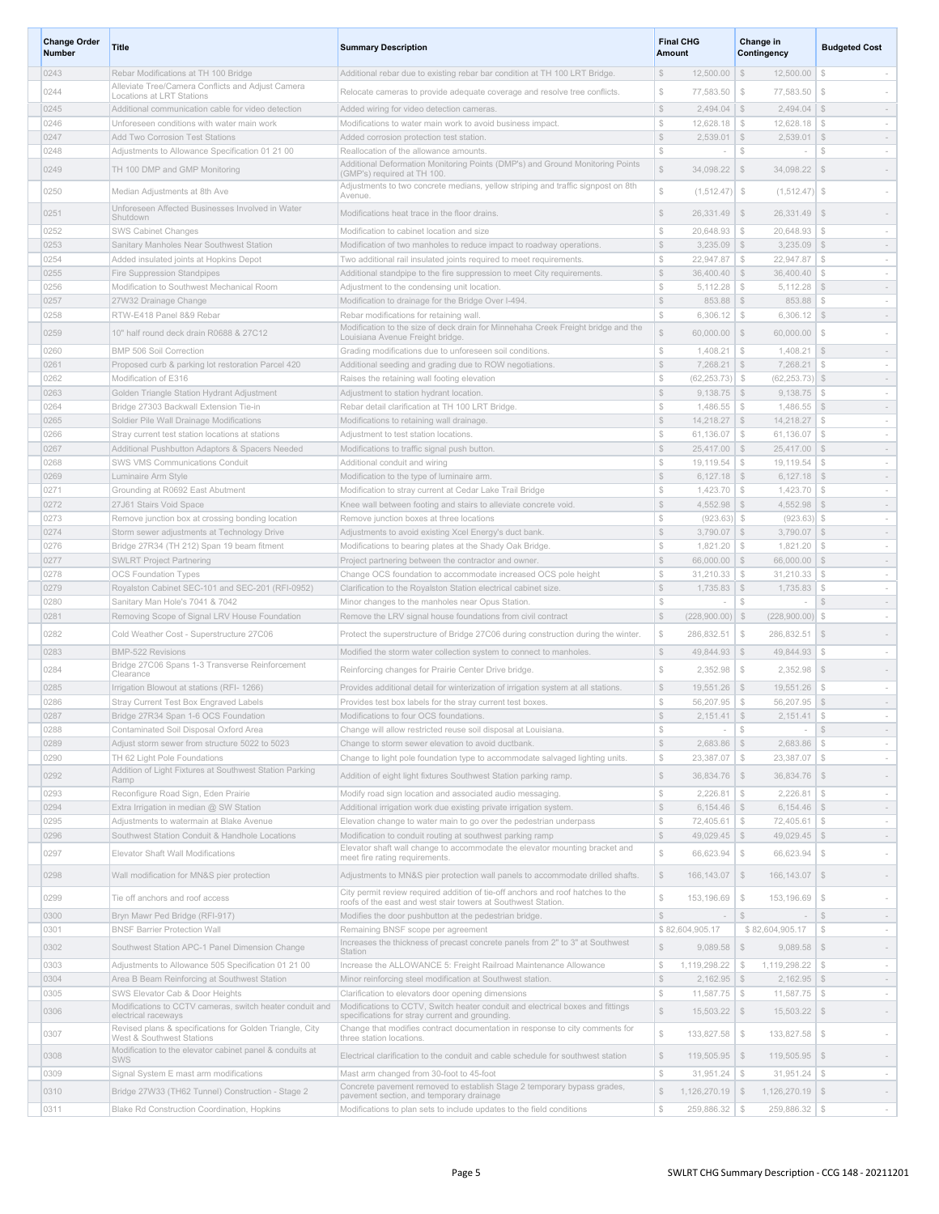| Change Order Number | Title | Summary Description | Final CHG Amount | Change in Contingency | Budgeted Cost |
|---|---|---|---|---|---|
| 0243 | Rebar Modifications at TH 100 Bridge | Additional rebar due to existing rebar bar condition at TH 100 LRT Bridge. | $ 12,500.00 | $ 12,500.00 | $ - |
| 0244 | Alleviate Tree/Camera Conflicts and Adjust Camera Locations at LRT Stations | Relocate cameras to provide adequate coverage and resolve tree conflicts. | $ 77,583.50 | $ 77,583.50 | $ - |
| 0245 | Additional communication cable for video detection | Added wiring for video detection cameras. | $ 2,494.04 | $ 2,494.04 | $ - |
| 0246 | Unforeseen conditions with water main work | Modifications to water main work to avoid business impact. | $ 12,628.18 | $ 12,628.18 | $ - |
| 0247 | Add Two Corrosion Test Stations | Added corrosion protection test station. | $ 2,539.01 | $ 2,539.01 | $ - |
| 0248 | Adjustments to Allowance Specification 01 21 00 | Reallocation of the allowance amounts. | $ - | $ - | $ - |
| 0249 | TH 100 DMP and GMP Monitoring | Additional Deformation Monitoring Points (DMP's) and Ground Monitoring Points (GMP's) required at TH 100. | $ 34,098.22 | $ 34,098.22 | $ - |
| 0250 | Median Adjustments at 8th Ave | Adjustments to two concrete medians, yellow striping and traffic signpost on 8th Avenue. | $ (1,512.47) | $ (1,512.47) | $ - |
| 0251 | Unforeseen Affected Businesses Involved in Water Shutdown | Modifications heat trace in the floor drains. | $ 26,331.49 | $ 26,331.49 | $ - |
| 0252 | SWS Cabinet Changes | Modification to cabinet location and size | $ 20,648.93 | $ 20,648.93 | $ - |
| 0253 | Sanitary Manholes Near Southwest Station | Modification of two manholes to reduce impact to roadway operations. | $ 3,235.09 | $ 3,235.09 | $ - |
| 0254 | Added insulated joints at Hopkins Depot | Two additional rail insulated joints required to meet requirements. | $ 22,947.87 | $ 22,947.87 | $ - |
| 0255 | Fire Suppression Standpipes | Additional standpipe to the fire suppression to meet City requirements. | $ 36,400.40 | $ 36,400.40 | $ - |
| 0256 | Modification to Southwest Mechanical Room | Adjustment to the condensing unit location. | $ 5,112.28 | $ 5,112.28 | $ - |
| 0257 | 27W32 Drainage Change | Modification to drainage for the Bridge Over I-494. | $ 853.88 | $ 853.88 | $ - |
| 0258 | RTW-E418 Panel 8&9 Rebar | Rebar modifications for retaining wall. | $ 6,306.12 | $ 6,306.12 | $ - |
| 0259 | 10" half round deck drain R0688 & 27C12 | Modification to the size of deck drain for Minnehaha Creek Freight bridge and the Louisiana Avenue Freight bridge. | $ 60,000.00 | $ 60,000.00 | $ - |
| 0260 | BMP 506 Soil Correction | Grading modifications due to unforeseen soil conditions. | $ 1,408.21 | $ 1,408.21 | $ - |
| 0261 | Proposed curb & parking lot restoration Parcel 420 | Additional seeding and grading due to ROW negotiations. | $ 7,268.21 | $ 7,268.21 | $ - |
| 0262 | Modification of E316 | Raises the retaining wall footing elevation | $ (62,253.73) | $ (62,253.73) | $ - |
| 0263 | Golden Triangle Station Hydrant Adjustment | Adjustment to station hydrant location. | $ 9,138.75 | $ 9,138.75 | $ - |
| 0264 | Bridge 27303 Backwall Extension Tie-in | Rebar detail clarification at TH 100 LRT Bridge. | $ 1,486.55 | $ 1,486.55 | $ - |
| 0265 | Soldier Pile Wall Drainage Modifications | Modifications to retaining wall drainage. | $ 14,218.27 | $ 14,218.27 | $ - |
| 0266 | Stray current test station locations at stations | Adjustment to test station locations. | $ 61,136.07 | $ 61,136.07 | $ - |
| 0267 | Additional Pushbutton Adaptors & Spacers Needed | Modifications to traffic signal push button. | $ 25,417.00 | $ 25,417.00 | $ - |
| 0268 | SWS VMS Communications Conduit | Additional conduit and wiring | $ 19,119.54 | $ 19,119.54 | $ - |
| 0269 | Luminaire Arm Style | Modification to the type of luminaire arm. | $ 6,127.18 | $ 6,127.18 | $ - |
| 0271 | Grounding at R0692 East Abutment | Modification to stray current at Cedar Lake Trail Bridge | $ 1,423.70 | $ 1,423.70 | $ - |
| 0272 | 27J61 Stairs Void Space | Knee wall between footing and stairs to alleviate concrete void. | $ 4,552.98 | $ 4,552.98 | $ - |
| 0273 | Remove junction box at crossing bonding location | Remove junction boxes at three locations | $ (923.63) | $ (923.63) | $ - |
| 0274 | Storm sewer adjustments at Technology Drive | Adjustments to avoid existing Xcel Energy's duct bank. | $ 3,790.07 | $ 3,790.07 | $ - |
| 0276 | Bridge 27R34 (TH 212) Span 19 beam fitment | Modifications to bearing plates at the Shady Oak Bridge. | $ 1,821.20 | $ 1,821.20 | $ - |
| 0277 | SWLRT Project Partnering | Project partnering between the contractor and owner. | $ 66,000.00 | $ 66,000.00 | $ - |
| 0278 | OCS Foundation Types | Change OCS foundation to accommodate increased OCS pole height | $ 31,210.33 | $ 31,210.33 | $ - |
| 0279 | Royalston Cabinet SEC-101 and SEC-201 (RFI-0952) | Clarification to the Royalston Station electrical cabinet size. | $ 1,735.83 | $ 1,735.83 | $ - |
| 0280 | Sanitary Man Hole's 7041 & 7042 | Minor changes to the manholes near Opus Station. | $ - | $ - | $ - |
| 0281 | Removing Scope of Signal LRV House Foundation | Remove the LRV signal house foundations from civil contract | $ (228,900.00) | $ (228,900.00) | $ - |
| 0282 | Cold Weather Cost - Superstructure 27C06 | Protect the superstructure of Bridge 27C06 during construction during the winter. | $ 286,832.51 | $ 286,832.51 | $ - |
| 0283 | BMP-522 Revisions | Modified the storm water collection system to connect to manholes. | $ 49,844.93 | $ 49,844.93 | $ - |
| 0284 | Bridge 27C06 Spans 1-3 Transverse Reinforcement Clearance | Reinforcing changes for Prairie Center Drive bridge. | $ 2,352.98 | $ 2,352.98 | $ - |
| 0285 | Irrigation Blowout at stations (RFI- 1266) | Provides additional detail for winterization of irrigation system at all stations. | $ 19,551.26 | $ 19,551.26 | $ - |
| 0286 | Stray Current Test Box Engraved Labels | Provides test box labels for the stray current test boxes. | $ 56,207.95 | $ 56,207.95 | $ - |
| 0287 | Bridge 27R34 Span 1-6 OCS Foundation | Modifications to four OCS foundations. | $ 2,151.41 | $ 2,151.41 | $ - |
| 0288 | Contaminated Soil Disposal Oxford Area | Change will allow restricted reuse soil disposal at Louisiana. | $ - | $ - | $ - |
| 0289 | Adjust storm sewer from structure 5022 to 5023 | Change to storm sewer elevation to avoid ductbank. | $ 2,683.86 | $ 2,683.86 | $ - |
| 0290 | TH 62 Light Pole Foundations | Change to light pole foundation type to accommodate salvaged lighting units. | $ 23,387.07 | $ 23,387.07 | $ - |
| 0292 | Addition of Light Fixtures at Southwest Station Parking Ramp | Addition of eight light fixtures Southwest Station parking ramp. | $ 36,834.76 | $ 36,834.76 | $ - |
| 0293 | Reconfigure Road Sign, Eden Prairie | Modify road sign location and associated audio messaging. | $ 2,226.81 | $ 2,226.81 | $ - |
| 0294 | Extra Irrigation in median @ SW Station | Additional irrigation work due existing private irrigation system. | $ 6,154.46 | $ 6,154.46 | $ - |
| 0295 | Adjustments to watermain at Blake Avenue | Elevation change to water main to go over the pedestrian underpass | $ 72,405.61 | $ 72,405.61 | $ - |
| 0296 | Southwest Station Conduit & Handhole Locations | Modification to conduit routing at southwest parking ramp | $ 49,029.45 | $ 49,029.45 | $ - |
| 0297 | Elevator Shaft Wall Modifications | Elevator shaft wall change to accommodate the elevator mounting bracket and meet fire rating requirements. | $ 66,623.94 | $ 66,623.94 | $ - |
| 0298 | Wall modification for MN&S pier protection | Adjustments to MN&S pier protection wall panels to accommodate drilled shafts. | $ 166,143.07 | $ 166,143.07 | $ - |
| 0299 | Tie off anchors and roof access | City permit review required addition of tie-off anchors and roof hatches to the roofs of the east and west stair towers at Southwest Station. | $ 153,196.69 | $ 153,196.69 | $ - |
| 0300 | Bryn Mawr Ped Bridge (RFI-917) | Modifies the door pushbutton at the pedestrian bridge. | $ - | $ - | $ - |
| 0301 | BNSF Barrier Protection Wall | Remaining BNSF scope per agreement | $ 82,604,905.17 | $ 82,604,905.17 | $ - |
| 0302 | Southwest Station APC-1 Panel Dimension Change | Increases the thickness of precast concrete panels from 2" to 3" at Southwest Station | $ 9,089.58 | $ 9,089.58 | $ - |
| 0303 | Adjustments to Allowance 505 Specification 01 21 00 | Increase the ALLOWANCE 5: Freight Railroad Maintenance Allowance | $ 1,119,298.22 | $ 1,119,298.22 | $ - |
| 0304 | Area B Beam Reinforcing at Southwest Station | Minor reinforcing steel modification at Southwest station. | $ 2,162.95 | $ 2,162.95 | $ - |
| 0305 | SWS Elevator Cab & Door Heights | Clarification to elevators door opening dimensions | $ 11,587.75 | $ 11,587.75 | $ - |
| 0306 | Modifications to CCTV cameras, switch heater conduit and electrical raceways | Modifications to CCTV, Switch heater conduit and electrical boxes and fittings specifications for stray current and grounding. | $ 15,503.22 | $ 15,503.22 | $ - |
| 0307 | Revised plans & specifications for Golden Triangle, City West & Southwest Stations | Change that modifies contract documentation in response to city comments for three station locations. | $ 133,827.58 | $ 133,827.58 | $ - |
| 0308 | Modification to the elevator cabinet panel & conduits at SWS | Electrical clarification to the conduit and cable schedule for southwest station | $ 119,505.95 | $ 119,505.95 | $ - |
| 0309 | Signal System E mast arm modifications | Mast arm changed from 30-foot to 45-foot | $ 31,951.24 | $ 31,951.24 | $ - |
| 0310 | Bridge 27W33 (TH62 Tunnel) Construction - Stage 2 | Concrete pavement removed to establish Stage 2 temporary bypass grades, pavement section, and temporary drainage | $ 1,126,270.19 | $ 1,126,270.19 | $ - |
| 0311 | Blake Rd Construction Coordination, Hopkins | Modifications to plan sets to include updates to the field conditions | $ 259,886.32 | $ 259,886.32 | $ - |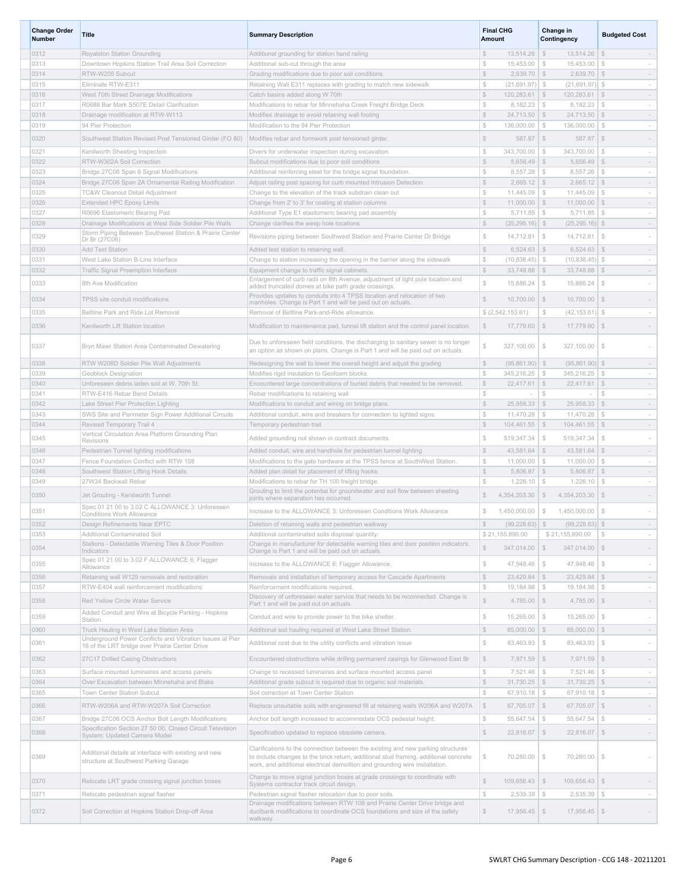| Change Order Number | Title | Summary Description | Final CHG Amount | Change in Contingency | Budgeted Cost |
|---|---|---|---|---|---|
| 0312 | Royalston Station Grounding | Additional grounding for station hand railing | $ 13,514.26 | $ 13,514.26 | $ - |
| 0313 | Downtown Hopkins Station Trail Area Soil Correction | Additional sub-cut through the area | $ 15,453.00 | $ 15,453.00 | $ - |
| 0314 | RTW-W205 Subcut | Grading modifications due to poor soil conditions. | $ 2,639.70 | $ 2,639.70 | $ - |
| 0315 | Eliminate RTW-E311 | Retaining Wall E311 replaces with grading to match new sidewalk | $ (21,691.97) | $ (21,691.97) | $ - |
| 0316 | West 70th Street Drainage Modifications | Catch basins added along W 70th | $ 120,283.61 | $ 120,283.61 | $ - |
| 0317 | R0688 Bar Mark S507E Detail Clarification | Modifications to rebar for Minnehaha Creek Freight Bridge Deck | $ 8,182.23 | $ 8,182.23 | $ - |
| 0318 | Drainage modification at RTW-W113 | Modifies drainage to avoid retaining wall footing | $ 24,713.50 | $ 24,713.50 | $ - |
| 0319 | 94 Pier Protection | Modification to the 94 Pier Protection | $ 136,000.00 | $ 136,000.00 | $ - |
| 0320 | Southwest Station Revised Post Tensioned Girder (FO 80) | Modifies rebar and formwork post tensioned girder. | $ 587.87 | $ 587.87 | $ - |
| 0321 | Kenilworth Sheeting Inspection | Divers for underwater inspection during excavation. | $ 343,700.00 | $ 343,700.00 | $ - |
| 0322 | RTW-W302A Soil Correction | Subcut modifications due to poor soil conditions | $ 5,656.49 | $ 5,656.49 | $ - |
| 0323 | Bridge 27C06 Span 6 Signal Modifications | Additional reinforcing steel for the bridge signal foundation. | $ 8,557.26 | $ 8,557.26 | $ - |
| 0324 | Bridge 27C06 Span 2A Ornamental Railing Modification | Adjust railing post spacing for curb mounted Intrusion Detection. | $ 2,665.12 | $ 2,665.12 | $ - |
| 0325 | TC&W Cleanout Detail Adjustment | Change to the elevation of the track subdrain clean out | $ 11,445.09 | $ 11,445.09 | $ - |
| 0326 | Extended HPC Epoxy Limits | Change from 2' to 3' for coating at station columns | $ 11,000.00 | $ 11,000.00 | $ - |
| 0327 | R0696 Elastomeric Bearing Pad | Additional Type E1 elastomeric bearing pad assembly | $ 5,711.85 | $ 5,711.85 | $ - |
| 0328 | Drainage Modifications at West Side Soldier Pile Walls | Change clarifies the weep hole locations | $ (25,295.16) | $ (25,295.16) | $ - |
| 0329 | Storm Piping Between Southwest Station & Prairie Center Dr Br (27C06) | Revisions piping between Southwest Station and Prairie Center Dr Bridge | $ 14,712.81 | $ 14,712.81 | $ - |
| 0330 | Add Test Station | Added test station to retaining wall. | $ 6,524.63 | $ 6,524.63 | $ - |
| 0331 | West Lake Station B-Line Interface | Change to station increasing the opening in the barrier along the sidewalk | $ (10,838.45) | $ (10,838.45) | $ - |
| 0332 | Traffic Signal Preemption Interface | Equipment change to traffic signal cabinets. | $ 33,748.88 | $ 33,748.88 | $ - |
| 0333 | 8th Ave Modification | Enlargement of curb radii on 8th Avenue, adjustment of light pole location and added truncated domes at bike path grade crossings. | $ 15,886.24 | $ 15,886.24 | $ - |
| 0334 | TPSS site conduit modifications | Provides updates to conduits into 4 TPSS location and relocation of two manholes. Change is Part 1 and will be paid out on actuals. | $ 10,700.00 | $ 10,700.00 | $ - |
| 0335 | Beltline Park and Ride Lot Removal | Removal of Beltline Park-and-Ride allowance. | $ (2,542,153.61) | $ (42,153.61) | $ - |
| 0336 | Kenilworth Lift Station location | Modification to maintenance pad, tunnel lift station and the control panel location. | $ 17,779.60 | $ 17,779.60 | $ - |
| 0337 | Bryn Mawr Station Area Contaminated Dewatering | Due to unforeseen field conditions, the discharging to sanitary sewer is no longer an option as shown on plans. Change is Part 1 and will be paid out on actuals. | $ 327,100.00 | $ 327,100.00 | $ - |
| 0338 | RTW W206D Soldier Pile Wall Adjustments | Redesigning the wall to lower the overall height and adjust the grading | $ (95,861.90) | $ (95,861.90) | $ - |
| 0339 | Geoblock Designation | Modifies rigid insulation to Geofoam blocks. | $ 345,216.25 | $ 345,216.25 | $ - |
| 0340 | Unforeseen debris laden soil at W. 70th St. | Encountered large concentrations of buried debris that needed to be removed. | $ 22,417.61 | $ 22,417.61 | $ - |
| 0341 | RTW-E416 Rebar Bend Details | Rebar modifications to retaining wall | $ - | $ - | $ - |
| 0342 | Lake Street Pier Protection Lighting | Modifications to conduit and wiring on bridge plans. | $ 25,958.33 | $ 25,958.33 | $ - |
| 0343 | SWS Site and Perimeter Sign Power Additional Circuits | Additional conduit, wire and breakers for connection to lighted signs | $ 11,470.28 | $ 11,470.28 | $ - |
| 0344 | Revised Temporary Trail 4 | Temporary pedestrian trail. | $ 104,461.55 | $ 104,461.55 | $ - |
| 0345 | Vertical Circulation Area Platform Grounding Plan Revisions | Added grounding not shown in contract documents. | $ 519,347.34 | $ 519,347.34 | $ - |
| 0346 | Pedestrian Tunnel lighting modifications | Added conduit, wire and handhole for pedestrian tunnel lighting | $ 43,581.64 | $ 43,581.64 | $ - |
| 0347 | Fence Foundation Conflict with RTW 108 | Modifications to the gate hardware at the TPSS fence at SouthWest Station. | $ 11,000.00 | $ 11,000.00 | $ - |
| 0348 | Southwest Station Lifting Hook Details | Added plan detail for placement of lifting hooks. | $ 5,806.87 | $ 5,806.87 | $ - |
| 0349 | 27W34 Backwall Rebar | Modifications to rebar for TH 100 freight bridge. | $ 1,226.10 | $ 1,226.10 | $ - |
| 0350 | Jet Grouting - Kenilworth Tunnel | Grouting to limit the potential for groundwater and soil flow between sheeting joints where separation has occurred. | $ 4,354,203.30 | $ 4,354,203.30 | $ - |
| 0351 | Spec 01 21 00 to 3.02 C ALLOWANCE 3: Unforeseen Conditions Work Allowance | Increase to the ALLOWANCE 3: Unforeseen Conditions Work Allowance | $ 1,450,000.00 | $ 1,450,000.00 | $ - |
| 0352 | Design Refinements Near EPTC | Deletion of retaining walls and pedestrian walkway | $ (99,228.63) | $ (99,228.63) | $ - |
| 0353 | Additional Contaminated Soil | Additional contaminated soils disposal quantity. | $ 21,155,890.00 | $ 21,155,890.00 | $ - |
| 0354 | Stations - Detectable Warning Tiles & Door Position Indicators | Change in manufacturer for detectable warning tiles and door position indicators. Change is Part 1 and will be paid out on actuals. | $ 347,014.00 | $ 347,014.00 | $ - |
| 0355 | Spec 01 21 00 to 3.02 F ALLOWANCE 6: Flagger Allowance | Increase to the ALLOWANCE 6: Flagger Allowance. | $ 47,948.46 | $ 47,948.46 | $ - |
| 0356 | Retaining wall W129 removals and restoration | Removals and installation of temporary access for Cascade Apartments | $ 23,429.84 | $ 23,429.84 | $ - |
| 0357 | RTW-E404 wall reinforcement modifications | Reinforcement modifications required. | $ 19,184.98 | $ 19,184.98 | $ - |
| 0358 | Red Yellow Circle Water Service | Discovery of unforeseen water service that needs to be reconnected. Change is Part 1 and will be paid out on actuals. | $ 4,785.00 | $ 4,785.00 | $ - |
| 0359 | Added Conduit and Wire at Bicycle Parking - Hopkins Station | Conduit and wire to provide power to the bike shelter. | $ 15,265.00 | $ 15,265.00 | $ - |
| 0360 | Truck Hauling in West Lake Station Area | Additional soil hauling required at West Lake Street Station. | $ 85,000.00 | $ 85,000.00 | $ - |
| 0361 | Underground Power Conflicts and Vibration Issues at Pier 16 of the LRT bridge over Prairie Center Drive | Additional cost due to the utility conflicts and vibration issue | $ 83,463.93 | $ 83,463.93 | $ - |
| 0362 | 27C17 Drilled Casing Obstructions | Encountered obstructions while drilling permanent casings for Glenwood East Br | $ 7,971.59 | $ 7,971.59 | $ - |
| 0363 | Surface mounted luminaires and access panels | Change to recessed luminaires and surface mounted access panel | $ 7,521.46 | $ 7,521.46 | $ - |
| 0364 | Over Excavation between Minnehaha and Blake | Additional grade subcut is required due to organic soil materials. | $ 31,730.25 | $ 31,730.25 | $ - |
| 0365 | Town Center Station Subcut | Soil correction at Town Center Station | $ 67,910.18 | $ 67,910.18 | $ - |
| 0366 | RTW-W206A and RTW-W207A Soil Correction | Replace unsuitable soils with engineered fill at retaining walls W206A and W207A | $ 67,705.07 | $ 67,705.07 | $ - |
| 0367 | Bridge 27C06 OCS Anchor Bolt Length Modifications | Anchor bolt length increased to accommodate OCS pedestal height. | $ 55,647.54 | $ 55,647.54 | $ - |
| 0368 | Specification Section 27 50 00, Closed Circuit Television System: Updated Camera Model | Specification updated to replace obsolete camera. | $ 22,816.07 | $ 22,816.07 | $ - |
| 0369 | Additional details at interface with existing and new structure at Southwest Parking Garage | Clarifications to the connection between the existing and new parking structures to include changes to the brick return, additional stud framing, additional concrete work, and additional electrical demolition and grounding wire installation. | $ 70,280.00 | $ 70,280.00 | $ - |
| 0370 | Relocate LRT grade crossing signal junction boxes | Change to move signal junction boxes at grade crossings to coordinate with Systems contractor track circuit design. | $ 109,656.43 | $ 109,656.43 | $ - |
| 0371 | Relocate pedestrian signal flasher | Pedestrian signal flasher relocation due to poor soils. | $ 2,535.39 | $ 2,535.39 | $ - |
| 0372 | Soil Correction at Hopkins Station Drop-off Area | Drainage modifications between RTW 108 and Prairie Center Drive bridge and ductbank modifications to coordinate OCS foundations and size of the safety walkway. | $ 17,956.45 | $ 17,956.45 | $ - |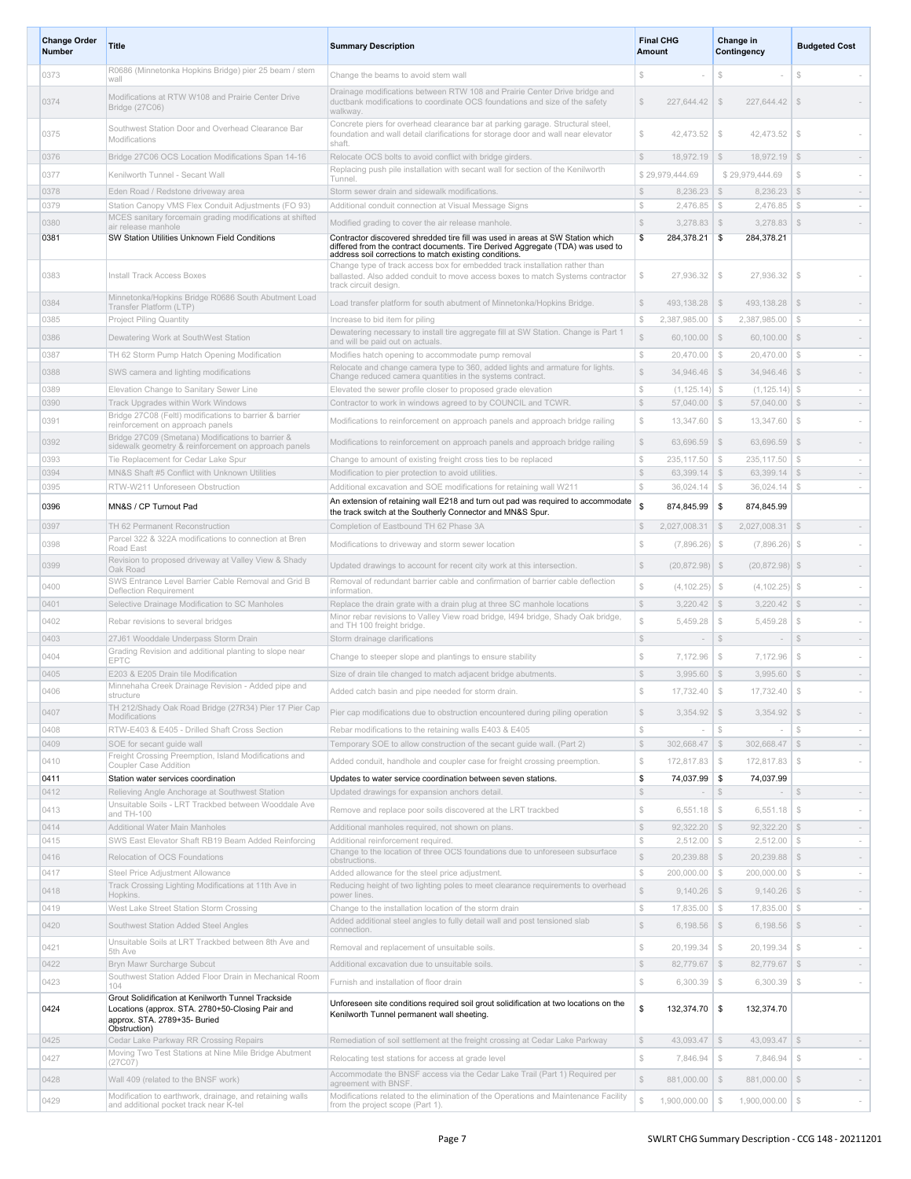| Change Order Number | Title | Summary Description | Final CHG Amount | Change in Contingency | Budgeted Cost |
|---|---|---|---|---|---|
| 0373 | R0686 (Minnetonka Hopkins Bridge) pier 25 beam / stem wall | Change the beams to avoid stem wall | $ - | $ - | $ - |
| 0374 | Modifications at RTW W108 and Prairie Center Drive Bridge (27C06) | Drainage modifications between RTW 108 and Prairie Center Drive bridge and ductbank modifications to coordinate OCS foundations and size of the safety walkway. | $ 227,644.42 | $ 227,644.42 | $ - |
| 0375 | Southwest Station Door and Overhead Clearance Bar Modifications | Concrete piers for overhead clearance bar at parking garage. Structural steel, foundation and wall detail clarifications for storage door and wall near elevator shaft. | $ 42,473.52 | $ 42,473.52 | $ - |
| 0376 | Bridge 27C06 OCS Location Modifications Span 14-16 | Relocate OCS bolts to avoid conflict with bridge girders. | $ 18,972.19 | $ 18,972.19 | $ - |
| 0377 | Kenilworth Tunnel - Secant Wall | Replacing push pile installation with secant wall for section of the Kenilworth Tunnel. | $ 29,979,444.69 | $ 29,979,444.69 | $ - |
| 0378 | Eden Road / Redstone driveway area | Storm sewer drain and sidewalk modifications. | $ 8,236.23 | $ 8,236.23 | $ - |
| 0379 | Station Canopy VMS Flex Conduit Adjustments (FO 93) | Additional conduit connection at Visual Message Signs | $ 2,476.85 | $ 2,476.85 | $ - |
| 0380 | MCES sanitary forcemain grading modifications at shifted air release manhole | Modified grading to cover the air release manhole. | $ 3,278.83 | $ 3,278.83 | $ - |
| 0381 | SW Station Utilities Unknown Field Conditions | Contractor discovered shredded tire fill was used in areas at SW Station which differed from the contract documents. Tire Derived Aggregate (TDA) was used to address soil corrections to match existing conditions. | $ 284,378.21 | $ 284,378.21 | |
| 0383 | Install Track Access Boxes | Change type of track access box for embedded track installation rather than ballasted. Also added conduit to move access boxes to match Systems contractor track circuit design. | $ 27,936.32 | $ 27,936.32 | $ - |
| 0384 | Minnetonka/Hopkins Bridge R0686 South Abutment Load Transfer Platform (LTP) | Load transfer platform for south abutment of Minnetonka/Hopkins Bridge. | $ 493,138.28 | $ 493,138.28 | $ - |
| 0385 | Project Piling Quantity | Increase to bid item for piling | $ 2,387,985.00 | $ 2,387,985.00 | $ - |
| 0386 | Dewatering Work at SouthWest Station | Dewatering necessary to install tire aggregate fill at SW Station. Change is Part 1 and will be paid out on actuals. | $ 60,100.00 | $ 60,100.00 | $ - |
| 0387 | TH 62 Storm Pump Hatch Opening Modification | Modifies hatch opening to accommodate pump removal | $ 20,470.00 | $ 20,470.00 | $ - |
| 0388 | SWS camera and lighting modifications | Relocate and change camera type to 360, added lights and armature for lights. Change reduced camera quantities in the systems contract. | $ 34,946.46 | $ 34,946.46 | $ - |
| 0389 | Elevation Change to Sanitary Sewer Line | Elevated the sewer profile closer to proposed grade elevation | $ (1,125.14) | $ (1,125.14) | $ - |
| 0390 | Track Upgrades within Work Windows | Contractor to work in windows agreed to by COUNCIL and TCWR. | $ 57,040.00 | $ 57,040.00 | $ - |
| 0391 | Bridge 27C08 (Feltl) modifications to barrier & barrier reinforcement on approach panels | Modifications to reinforcement on approach panels and approach bridge railing | $ 13,347.60 | $ 13,347.60 | $ - |
| 0392 | Bridge 27C09 (Smetana) Modifications to barrier & sidewalk geometry & reinforcement on approach panels | Modifications to reinforcement on approach panels and approach bridge railing | $ 63,696.59 | $ 63,696.59 | $ - |
| 0393 | Tie Replacement for Cedar Lake Spur | Change to amount of existing freight cross ties to be replaced | $ 235,117.50 | $ 235,117.50 | $ - |
| 0394 | MN&S Shaft #5 Conflict with Unknown Utilities | Modification to pier protection to avoid utilities. | $ 63,399.14 | $ 63,399.14 | $ - |
| 0395 | RTW-W211 Unforeseen Obstruction | Additional excavation and SOE modifications for retaining wall W211 | $ 36,024.14 | $ 36,024.14 | $ - |
| 0396 | MN&S / CP Turnout Pad | An extension of retaining wall E218 and turn out pad was required to accommodate the track switch at the Southerly Connector and MN&S Spur. | $ 874,845.99 | $ 874,845.99 | |
| 0397 | TH 62 Permanent Reconstruction | Completion of Eastbound TH 62 Phase 3A | $ 2,027,008.31 | $ 2,027,008.31 | $ - |
| 0398 | Parcel 322 & 322A modifications to connection at Bren Road East | Modifications to driveway and storm sewer location | $ (7,896.26) | $ (7,896.26) | $ - |
| 0399 | Revision to proposed driveway at Valley View & Shady Oak Road | Updated drawings to account for recent city work at this intersection. | $ (20,872.98) | $ (20,872.98) | $ - |
| 0400 | SWS Entrance Level Barrier Cable Removal and Grid B Deflection Requirement | Removal of redundant barrier cable and confirmation of barrier cable deflection information. | $ (4,102.25) | $ (4,102.25) | $ - |
| 0401 | Selective Drainage Modification to SC Manholes | Replace the drain grate with a drain plug at three SC manhole locations | $ 3,220.42 | $ 3,220.42 | $ - |
| 0402 | Rebar revisions to several bridges | Minor rebar revisions to Valley View road bridge, I494 bridge, Shady Oak bridge, and TH 100 freight bridge. | $ 5,459.28 | $ 5,459.28 | $ - |
| 0403 | 27J61 Wooddale Underpass Storm Drain | Storm drainage clarifications | $ - | $ - | $ - |
| 0404 | Grading Revision and additional planting to slope near EPTC | Change to steeper slope and plantings to ensure stability | $ 7,172.96 | $ 7,172.96 | $ - |
| 0405 | E203 & E205 Drain tile Modification | Size of drain tile changed to match adjacent bridge abutments. | $ 3,995.60 | $ 3,995.60 | $ - |
| 0406 | Minnehaha Creek Drainage Revision - Added pipe and structure | Added catch basin and pipe needed for storm drain. | $ 17,732.40 | $ 17,732.40 | $ - |
| 0407 | TH 212/Shady Oak Road Bridge (27R34) Pier 17 Pier Cap Modifications | Pier cap modifications due to obstruction encountered during piling operation | $ 3,354.92 | $ 3,354.92 | $ - |
| 0408 | RTW-E403 & E405 - Drilled Shaft Cross Section | Rebar modifications to the retaining walls E403 & E405 | $ - | $ - | $ - |
| 0409 | SOE for secant guide wall | Temporary SOE to allow construction of the secant guide wall. (Part 2) | $ 302,668.47 | $ 302,668.47 | $ - |
| 0410 | Freight Crossing Preemption, Island Modifications and Coupler Case Addition | Added conduit, handhole and coupler case for freight crossing preemption. | $ 172,817.83 | $ 172,817.83 | $ - |
| 0411 | Station water services coordination | Updates to water service coordination between seven stations. | $ 74,037.99 | $ 74,037.99 | |
| 0412 | Relieving Angle Anchorage at Southwest Station | Updated drawings for expansion anchors detail. | $ - | $ - | $ - |
| 0413 | Unsuitable Soils - LRT Trackbed between Wooddale Ave and TH-100 | Remove and replace poor soils discovered at the LRT trackbed | $ 6,551.18 | $ 6,551.18 | $ - |
| 0414 | Additional Water Main Manholes | Additional manholes required, not shown on plans. | $ 92,322.20 | $ 92,322.20 | $ - |
| 0415 | SWS East Elevator Shaft RB19 Beam Added Reinforcing | Additional reinforcement required. | $ 2,512.00 | $ 2,512.00 | $ - |
| 0416 | Relocation of OCS Foundations | Change to the location of three OCS foundations due to unforeseen subsurface obstructions. | $ 20,239.88 | $ 20,239.88 | $ - |
| 0417 | Steel Price Adjustment Allowance | Added allowance for the steel price adjustment. | $ 200,000.00 | $ 200,000.00 | $ - |
| 0418 | Track Crossing Lighting Modifications at 11th Ave in Hopkins. | Reducing height of two lighting poles to meet clearance requirements to overhead power lines. | $ 9,140.26 | $ 9,140.26 | $ - |
| 0419 | West Lake Street Station Storm Crossing | Change to the installation location of the storm drain | $ 17,835.00 | $ 17,835.00 | $ - |
| 0420 | Southwest Station Added Steel Angles | Added additional steel angles to fully detail wall and post tensioned slab connection. | $ 6,198.56 | $ 6,198.56 | $ - |
| 0421 | Unsuitable Soils at LRT Trackbed between 8th Ave and 5th Ave | Removal and replacement of unsuitable soils. | $ 20,199.34 | $ 20,199.34 | $ - |
| 0422 | Bryn Mawr Surcharge Subcut | Additional excavation due to unsuitable soils. | $ 82,779.67 | $ 82,779.67 | $ - |
| 0423 | Southwest Station Added Floor Drain in Mechanical Room 104 | Furnish and installation of floor drain | $ 6,300.39 | $ 6,300.39 | $ - |
| 0424 | Grout Solidification at Kenilworth Tunnel Trackside Locations (approx. STA. 2780+50-Closing Pair and approx. STA. 2789+35- Buried Obstruction) | Unforeseen site conditions required soil grout solidification at two locations on the Kenilworth Tunnel permanent wall sheeting. | $ 132,374.70 | $ 132,374.70 | |
| 0425 | Cedar Lake Parkway RR Crossing Repairs | Remediation of soil settlement at the freight crossing at Cedar Lake Parkway | $ 43,093.47 | $ 43,093.47 | $ - |
| 0427 | Moving Two Test Stations at Nine Mile Bridge Abutment (27C07) | Relocating test stations for access at grade level | $ 7,846.94 | $ 7,846.94 | $ - |
| 0428 | Wall 409 (related to the BNSF work) | Accommodate the BNSF access via the Cedar Lake Trail (Part 1) Required per agreement with BNSF. | $ 881,000.00 | $ 881,000.00 | $ - |
| 0429 | Modification to earthwork, drainage, and retaining walls and additional pocket track near K-tel | Modifications related to the elimination of the Operations and Maintenance Facility from the project scope (Part 1). | $ 1,900,000.00 | $ 1,900,000.00 | $ - |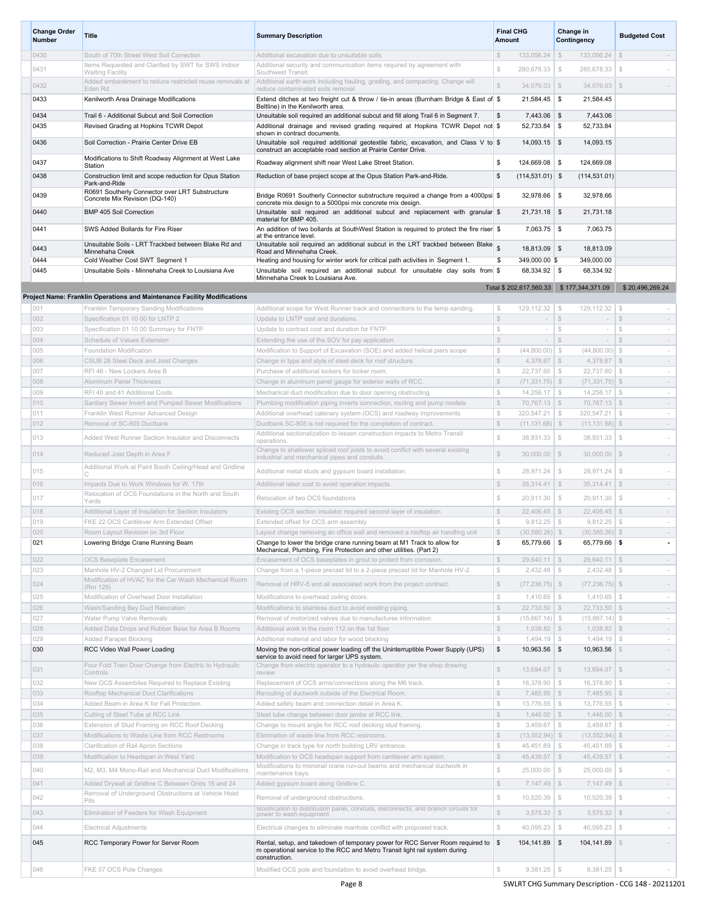| Change Order Number | Title | Summary Description | Final CHG Amount | Change in Contingency | Budgeted Cost |
|---|---|---|---|---|---|
| 0430 | South of 70th Street West Soil Correction | Additional excavation due to unsuitable soils. | $ 133,056.24 | $ 133,056.24 | $ - |
| 0431 | Items Requested and Clarified by SWT for SWS Indoor Waiting Facility | Additional security and communication items required by agreement with Southwest Transit. | $ 280,678.33 | $ 280,678.33 | $ - |
| 0432 | Added embankment to reduce restricted reuse removals at Eden Rd. | Additional earth work including hauling, grading, and compacting. Change will reduce contaminated soils removal. | $ 34,076.03 | $ 34,076.03 | $ - |
| 0433 | Kenilworth Area Drainage Modifications | Extend ditches at two freight cut & throw / tie-in areas (Burnham Bridge & East of Beltline) in the Kenilworth area. | $ 21,584.45 | $ 21,584.45 | |
| 0434 | Trail 6 - Additional Subcut and Soil Correction | Unsuitable soil required an additional subcut and fill along Trail 6 in Segment 7. | $ 7,443.06 | $ 7,443.06 | |
| 0435 | Revised Grading at Hopkins TCWR Depot | Additional drainage and revised grading required at Hopkins TCWR Depot not shown in contract documents. | $ 52,733.84 | $ 52,733.84 | |
| 0436 | Soil Correction - Prairie Center Drive EB | Unsuitable soil required additional geotextile fabric, excavation, and Class V to construct an acceptable road section at Prairie Center Drive. | $ 14,093.15 | $ 14,093.15 | |
| 0437 | Modifications to Shift Roadway Alignment at West Lake Station | Roadway alignment shift near West Lake Street Station. | $ 124,669.08 | $ 124,669.08 | |
| 0438 | Construction limit and scope reduction for Opus Station Park-and-Ride | Reduction of base project scope at the Opus Station Park-and-Ride. | $ (114,531.01) | $ (114,531.01) | |
| 0439 | R0691 Southerly Connector over LRT Substructure Concrete Mix Revision (DQ-140) | Bridge R0691 Southerly Connector substructure required a change from a 4000psi concrete mix design to a 5000psi mix concrete mix design. | $ 32,978.66 | $ 32,978.66 | |
| 0440 | BMP 405 Soil Correction | Unsuitable soil required an additional subcut and replacement with granular material for BMP 405. | $ 21,731.18 | $ 21,731.18 | |
| 0441 | SWS Added Bollards for Fire Riser | An addition of two bollards at SouthWest Station is required to protect the fire riser at the entrance level. | $ 7,063.75 | $ 7,063.75 | |
| 0443 | Unsuitable Soils - LRT Trackbed between Blake Rd and Minnehaha Creek | Unsuitable soil required an additional subcut in the LRT trackbed between Blake Road and Minnehaha Creek. | $ 18,813.09 | $ 18,813.09 | |
| 0444 | Cold Weather Cost SWT Segment 1 | Heating and housing for winter work for critical path activities in Segment 1. | $ 349,000.00 | $ 349,000.00 | |
| 0445 | Unsuitable Soils - Minnehaha Creek to Louisiana Ave | Unsuitable soil required an additional subcut for unsuitable clay soils from Minnehaha Creek to Louisiana Ave. | $ 68,334.92 | $ 68,334.92 | |
| | | | Total $ 202,617,560.33 | $ 177,344,371.09 | $ 20,496,269.24 |
| **Project Name: Franklin Operations and Maintenance Facility Modifications** | | | | | |
| 001 | Franklin Temporary Sanding Modifications | Additional scope for West Runner track and connections to the temp sanding. | $ 129,112.32 | $ 129,112.32 | $ - |
| 002 | Specification 01 10 00 for LNTP 2 | Update to LNTP cost and durations. | $ - | $ - | $ - |
| 003 | Specification 01 10 00 Summary for FNTP | Update to contract cost and duration for FNTP. | $ - | $ - | $ - |
| 004 | Schedule of Values Extension | Extending the use of the SOV for pay application | $ - | $ - | $ - |
| 005 | Foundation Modification | Modification to Support of Excavation (SOE) and added helical piers scope | $ (44,800.00) | $ (44,800.00) | $ - |
| 006 | CSUB 28 Steel Deck and Joist Changes | Change in type and style of steel deck for roof structure. | $ 4,378.67 | $ 4,378.67 | $ - |
| 007 | RFI 46 - New Lockers Area B | Purchase of additional lockers for locker room. | $ 22,737.60 | $ 22,737.60 | $ - |
| 008 | Aluminum Panel Thickness | Change in aluminum panel gauge for exterior walls of RCC. | $ (71,331.75) | $ (71,331.75) | $ - |
| 009 | RFI 40 and 41 Additional Costs | Mechanical duct modification due to door opening obstructing. | $ 14,256.17 | $ 14,256.17 | $ - |
| 010 | Sanitary Sewer Invert and Pumped Sewer Modifications | Plumbing modification piping inverts connection, routing and pump models | $ 70,767.13 | $ 70,767.13 | $ - |
| 011 | Franklin West Runner Advanced Design | Additional overhead catenary system (OCS) and roadway improvements | $ 320,547.21 | $ 320,547.21 | $ - |
| 012 | Removal of SC-805 Ductbank | Ductbank SC-805 is not required for the completion of contract. | $ (11,131.68) | $ (11,131.68) | $ - |
| 013 | Added West Runner Section Insulator and Disconnects | Additional sectionalization to lessen construction impacts to Metro Transit operations. | $ 38,931.33 | $ 38,931.33 | $ - |
| 014 | Reduced Joist Depth in Area F | Change to shallower spliced roof joists to avoid conflict with several existing industrial and mechanical pipes and conduits. | $ 30,000.00 | $ 30,000.00 | $ - |
| 015 | Additional Work at Paint Booth Ceiling/Head and Gridline C | Additional metal studs and gypsum board installation. | $ 28,971.24 | $ 28,971.24 | $ - |
| 016 | Impacts Due to Work Windows for W. 17th | Additional labor cost to avoid operation impacts. | $ 35,314.41 | $ 35,314.41 | $ - |
| 017 | Relocation of OCS Foundations in the North and South Yards | Relocation of two OCS foundations | $ 20,911.30 | $ 20,911.30 | $ - |
| 018 | Additional Layer of Insulation for Section Insulators | Existing OCS section insulator required second layer of insulation | $ 22,406.45 | $ 22,406.45 | $ - |
| 019 | FKE 22 OCS Cantilever Arm Extended Offset | Extended offset for OCS arm assembly | $ 9,812.25 | $ 9,812.25 | $ - |
| 020 | Room Layout Revision on 3rd Floor | Layout change removing an office wall and removed a rooftop air handling unit | $ (30,580.26) | $ (30,580.26) | $ - |
| 021 | Lowering Bridge Crane Running Beam | Change to lower the bridge crane running beam at M1 Track to allow for Mechanical, Plumbing, Fire Protection and other utilities. (Part 2) | $ 65,779.66 | $ 65,779.66 | $ - |
| 022 | OCS Baseplate Encasement | Encasement of OCS baseplates in grout to protect from corrosion. | $ 29,640.11 | $ 29,640.11 | $ - |
| 023 | Manhole HV-2 Changed Lid Procurement | Change from a 1-piece precast lid to a 2-piece precast lid for Manhole HV-2. | $ 2,432.48 | $ 2,432.48 | $ - |
| 024 | Modification of HVAC for the Car Wash Mechanical Room (Rm 129) | Removal of HRV-5 and all associated work from the project contract. | $ (77,236.75) | $ (77,236.75) | $ - |
| 025 | Modification of Overhead Door Installation | Modifications to overhead coiling doors. | $ 1,410.65 | $ 1,410.65 | $ - |
| 026 | Wash/Sanding Bay Duct Relocation | Modifications to stainless duct to avoid existing piping. | $ 22,733.50 | $ 22,733.50 | $ - |
| 027 | Water Pump Valve Removals | Removal of motorized valves due to manufactures information | $ (15,667.14) | $ (15,667.14) | $ - |
| 028 | Added Data Drops and Rubber Base for Area B Rooms | Additional work in the room 112 on the 1st floor | $ 1,038.82 | $ 1,038.82 | $ - |
| 029 | Added Parapet Blocking | Additional material and labor for wood blocking | $ 1,494.19 | $ 1,494.19 | $ - |
| 030 | RCC Video Wall Power Loading | Moving the non-critical power loading off the Uninterruptible Power Supply (UPS) service to avoid need for larger UPS system. | $ 10,963.56 | $ 10,963.56 | $ - |
| 031 | Four Fold Train Door Change from Electric to Hydraulic Controls | Change from electric operator to a hydraulic operator per the shop drawing review. | $ 13,694.07 | $ 13,694.07 | $ - |
| 032 | New OCS Assemblies Required to Replace Existing | Replacement of OCS arms/connections along the M6 track. | $ 16,378.90 | $ 16,378.90 | $ - |
| 033 | Rooftop Mechanical Duct Clarifications | Rerouting of ductwork outside of the Electrical Room. | $ 7,485.95 | $ 7,485.95 | $ - |
| 034 | Added Beam in Area K for Fall Protection | Added safety beam and connection detail in Area K. | $ 13,776.55 | $ 13,776.55 | $ - |
| 035 | Cutting of Steel Tube at RCC Link | Steel tube change between door jambs at RCC link. | $ 1,446.00 | $ 1,446.00 | $ - |
| 036 | Extension of Stud Framing on RCC Roof Decking | Change to mount angle for RCC roof decking stud framing. | $ 3,459.67 | $ 3,459.67 | $ - |
| 037 | Modifications to Waste Line from RCC Restrooms | Elimination of waste line from RCC restrooms. | $ (13,552.94) | $ (13,552.94) | $ - |
| 038 | Clarification of Rail Apron Sections | Change in track type for north building LRV entrance. | $ 45,451.89 | $ 45,451.89 | $ - |
| 039 | Modification to Headspan in West Yard | Modification to OCS headspan support from cantilever arm system. | $ 45,439.57 | $ 45,439.57 | $ - |
| 040 | M2, M3, M4 Mono-Rail and Mechanical Duct Modifications | Modifications to monorail crane run-out beams and mechanical ductwork in maintenance bays. | $ 25,000.00 | $ 25,000.00 | $ - |
| 041 | Added Drywall at Gridline C Between Grids 16 and 24 | Added gypsum board along Gridline C. | $ 7,147.49 | $ 7,147.49 | $ - |
| 042 | Removal of Underground Obstructions at Vehicle Hoist Pits | Removal of underground obstructions. | $ 10,520.39 | $ 10,520.39 | $ - |
| 043 | Elimination of Feeders for Wash Equipment | Modification to distribution panel, conduits, disconnects, and branch circuits for power to wash equipment. | $ 3,575.32 | $ 3,575.32 | $ - |
| 044 | Electrical Adjustments | Electrical changes to eliminate manhole conflict with proposed track. | $ 40,095.23 | $ 40,095.23 | $ - |
| 045 | RCC Temporary Power for Server Room | Rental, setup, and takedown of temporary power for RCC Server Room required to m operational service to the RCC and Metro Transit light rail system during construction. | $ 104,141.89 | $ 104,141.89 | $ - |
| 046 | FKE 07 OCS Pole Changes | Modified OCS pole and foundation to avoid overhead bridge. | $ 9,381.25 | $ 9,381.25 | $ - |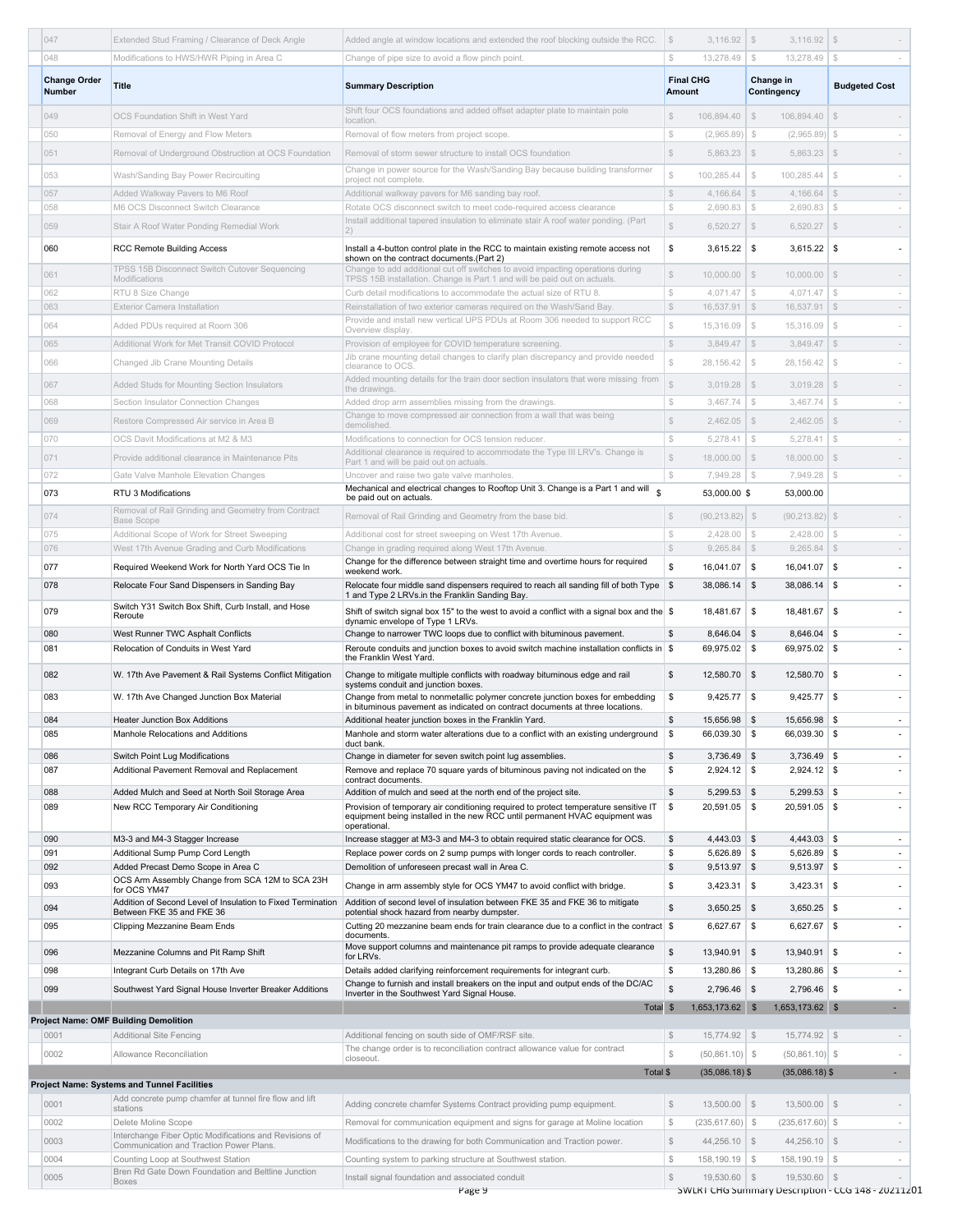| Change Order Number | Title | Summary Description | Final CHG Amount | Change in Contingency | Budgeted Cost |
|---|---|---|---|---|---|
| 047 | Extended Stud Framing / Clearance of Deck Angle | Added angle at window locations and extended the roof blocking outside the RCC. | $ 3,116.92 | $ 3,116.92 | $ - |
| 048 | Modifications to HWS/HWR Piping in Area C | Change of pipe size to avoid a flow pinch point. | $ 13,278.49 | $ 13,278.49 | $ - |
| 049 | OCS Foundation Shift in West Yard | Shift four OCS foundations and added offset adapter plate to maintain pole location. | $ 106,894.40 | $ 106,894.40 | $ - |
| 050 | Removal of Energy and Flow Meters | Removal of flow meters from project scope. | $ (2,965.89) | $ (2,965.89) | $ - |
| 051 | Removal of Underground Obstruction at OCS Foundation | Removal of storm sewer structure to install OCS foundation | $ 5,863.23 | $ 5,863.23 | $ - |
| 053 | Wash/Sanding Bay Power Recirculting | Change in power source for the Wash/Sanding Bay because building transformer project not complete. | $ 100,285.44 | $ 100,285.44 | $ - |
| 057 | Added Walkway Pavers to M6 Roof | Additional walkway pavers for M6 sanding bay roof. | $ 4,166.64 | $ 4,166.64 | $ - |
| 058 | M6 OCS Disconnect Switch Clearance | Rotate OCS disconnect switch to meet code-required access clearance | $ 2,690.83 | $ 2,690.83 | $ - |
| 059 | Stair A Roof Water Ponding Remedial Work | Install additional tapered insulation to eliminate stair A roof water ponding. (Part 2) | $ 6,520.27 | $ 6,520.27 | $ - |
| 060 | RCC Remote Building Access | Install a 4-button control plate in the RCC to maintain existing remote access not shown on the contract documents.(Part 2) | $ 3,615.22 | $ 3,615.22 | $ - |
| 061 | TPSS 15B Disconnect Switch Cutover Sequencing Modifications | Change to add additional cut off switches to avoid impacting operations during TPSS 15B installation. Change is Part 1 and will be paid out on actuals. | $ 10,000.00 | $ 10,000.00 | $ - |
| 062 | RTU 8 Size Change | Curb detail modifications to accommodate the actual size of RTU 8. | $ 4,071.47 | $ 4,071.47 | $ - |
| 063 | Exterior Camera Installation | Reinstallation of two exterior cameras required on the Wash/Sand Bay. | $ 16,537.91 | $ 16,537.91 | $ - |
| 064 | Added PDUs required at Room 306 | Provide and install new vertical UPS PDUs at Room 306 needed to support RCC Overview display. | $ 15,316.09 | $ 15,316.09 | $ - |
| 065 | Additional Work for Met Transit COVID Protocol | Provision of employee for COVID temperature screening. | $ 3,849.47 | $ 3,849.47 | $ - |
| 066 | Changed Jib Crane Mounting Details | Jib crane mounting detail changes to clarify plan discrepancy and provide needed clearance to OCS. | $ 28,156.42 | $ 28,156.42 | $ - |
| 067 | Added Studs for Mounting Section Insulators | Added mounting details for the train door section insulators that were missing from the drawings. | $ 3,019.28 | $ 3,019.28 | $ - |
| 068 | Section Insulator Connection Changes | Added drop arm assemblies missing from the drawings. | $ 3,467.74 | $ 3,467.74 | $ - |
| 069 | Restore Compressed Air service in Area B | Change to move compressed air connection from a wall that was being demolished. | $ 2,462.05 | $ 2,462.05 | $ - |
| 070 | OCS Davit Modifications at M2 & M3 | Modifications to connection for OCS tension reducer. | $ 5,278.41 | $ 5,278.41 | $ - |
| 071 | Provide additional clearance in Maintenance Pits | Additional clearance is required to accommodate the Type III LRV's. Change is Part 1 and will be paid out on actuals. | $ 18,000.00 | $ 18,000.00 | $ - |
| 072 | Gate Valve Manhole Elevation Changes | Uncover and raise two gate valve manholes. | $ 7,949.28 | $ 7,949.28 | $ - |
| 073 | RTU 3 Modifications | Mechanical and electrical changes to Rooftop Unit 3. Change is a Part 1 and will be paid out on actuals. | $ 53,000.00 | $ 53,000.00 | |
| 074 | Removal of Rail Grinding and Geometry from Contract Base Scope | Removal of Rail Grinding and Geometry from the base bid. | $ (90,213.82) | $ (90,213.82) | $ - |
| 075 | Additional Scope of Work for Street Sweeping | Additional cost for street sweeping on West 17th Avenue. | $ 2,428.00 | $ 2,428.00 | $ - |
| 076 | West 17th Avenue Grading and Curb Modifications | Change in grading required along West 17th Avenue. | $ 9,265.84 | $ 9,265.84 | $ - |
| 077 | Required Weekend Work for North Yard OCS Tie In | Change for the difference between straight time and overtime hours for required weekend work. | $ 16,041.07 | $ 16,041.07 | $ - |
| 078 | Relocate Four Sand Dispensers in Sanding Bay | Relocate four middle sand dispensers required to reach all sanding fill of both Type 1 and Type 2 LRVs.in the Franklin Sanding Bay. | $ 38,086.14 | $ 38,086.14 | $ - |
| 079 | Switch Y31 Switch Box Shift, Curb Install, and Hose Reroute | Shift of switch signal box 15" to the west to avoid a conflict with a signal box and the dynamic envelope of Type 1 LRVs. | $ 18,481.67 | $ 18,481.67 | $ - |
| 080 | West Runner TWC Asphalt Conflicts | Change to narrower TWC loops due to conflict with bituminous pavement. | $ 8,646.04 | $ 8,646.04 | $ - |
| 081 | Relocation of Conduits in West Yard | Reroute conduits and junction boxes to avoid switch machine installation conflicts in the Franklin West Yard. | $ 69,975.02 | $ 69,975.02 | $ - |
| 082 | W. 17th Ave Pavement & Rail Systems Conflict Mitigation | Change to mitigate multiple conflicts with roadway bituminous edge and rail systems conduit and junction boxes. | $ 12,580.70 | $ 12,580.70 | $ - |
| 083 | W. 17th Ave Changed Junction Box Material | Change from metal to nonmetallic polymer concrete junction boxes for embedding in bituminous pavement as indicated on contract documents at three locations. | $ 9,425.77 | $ 9,425.77 | $ - |
| 084 | Heater Junction Box Additions | Additional heater junction boxes in the Franklin Yard. | $ 15,656.98 | $ 15,656.98 | $ - |
| 085 | Manhole Relocations and Additions | Manhole and storm water alterations due to a conflict with an existing underground duct bank. | $ 66,039.30 | $ 66,039.30 | $ - |
| 086 | Switch Point Lug Modifications | Change in diameter for seven switch point lug assemblies. | $ 3,736.49 | $ 3,736.49 | $ - |
| 087 | Additional Pavement Removal and Replacement | Remove and replace 70 square yards of bituminous paving not indicated on the contract documents. | $ 2,924.12 | $ 2,924.12 | $ - |
| 088 | Added Mulch and Seed at North Soil Storage Area | Addition of mulch and seed at the north end of the project site. | $ 5,299.53 | $ 5,299.53 | $ - |
| 089 | New RCC Temporary Air Conditioning | Provision of temporary air conditioning required to protect temperature sensitive IT equipment being installed in the new RCC until permanent HVAC equipment was operational. | $ 20,591.05 | $ 20,591.05 | $ - |
| 090 | M3-3 and M4-3 Stagger Increase | Increase stagger at M3-3 and M4-3 to obtain required static clearance for OCS. | $ 4,443.03 | $ 4,443.03 | $ - |
| 091 | Additional Sump Pump Cord Length | Replace power cords on 2 sump pumps with longer cords to reach controller. | $ 5,626.89 | $ 5,626.89 | $ - |
| 092 | Added Precast Demo Scope in Area C | Demolition of unforeseen precast wall in Area C. | $ 9,513.97 | $ 9,513.97 | $ - |
| 093 | OCS Arm Assembly Change from SCA 12M to SCA 23H for OCS YM47 | Change in arm assembly style for OCS YM47 to avoid conflict with bridge. | $ 3,423.31 | $ 3,423.31 | $ - |
| 094 | Addition of Second Level of Insulation to Fixed Termination Between FKE 35 and FKE 36 | Addition of second level of insulation between FKE 35 and FKE 36 to mitigate potential shock hazard from nearby dumpster. | $ 3,650.25 | $ 3,650.25 | $ - |
| 095 | Clipping Mezzanine Beam Ends | Cutting 20 mezzanine beam ends for train clearance due to a conflict in the contract documents. | $ 6,627.67 | $ 6,627.67 | $ - |
| 096 | Mezzanine Columns and Pit Ramp Shift | Move support columns and maintenance pit ramps to provide adequate clearance for LRVs. | $ 13,940.91 | $ 13,940.91 | $ - |
| 098 | Integrant Curb Details on 17th Ave | Details added clarifying reinforcement requirements for integrant curb. | $ 13,280.86 | $ 13,280.86 | $ - |
| 099 | Southwest Yard Signal House Inverter Breaker Additions | Change to furnish and install breakers on the input and output ends of the DC/AC Inverter in the Southwest Yard Signal House. | $ 2,796.46 | $ 2,796.46 | $ - |
| | | Total | $ 1,653,173.62 | $ 1,653,173.62 | $ - |
| **Project Name: OMF Building Demolition** | | | | | |
| 0001 | Additional Site Fencing | Additional fencing on south side of OMF/RSF site. | $ 15,774.92 | $ 15,774.92 | $ - |
| 0002 | Allowance Reconciliation | The change order is to reconciliation contract allowance value for contract closeout. | $ (50,861.10) | $ (50,861.10) | $ - |
| | | Total | $ (35,086.18) | $ (35,086.18) | $ - |
| **Project Name: Systems and Tunnel Facilities** | | | | | |
| 0001 | Add concrete pump chamfer at tunnel fire flow and lift stations | Adding concrete chamfer Systems Contract providing pump equipment. | $ 13,500.00 | $ 13,500.00 | $ - |
| 0002 | Delete Moline Scope | Removal for communication equipment and signs for garage at Moline location | $ (235,617.60) | $ (235,617.60) | $ - |
| 0003 | Interchange Fiber Optic Modifications and Revisions of Communication and Traction Power Plans. | Modifications to the drawing for both Communication and Traction power. | $ 44,256.10 | $ 44,256.10 | $ - |
| 0004 | Counting Loop at Southwest Station | Counting system to parking structure at Southwest station. | $ 158,190.19 | $ 158,190.19 | $ - |
| 0005 | Bren Rd Gate Down Foundation and Beltline Junction Boxes | Install signal foundation and associated conduit | $ 19,530.60 | $ 19,530.60 | $ - |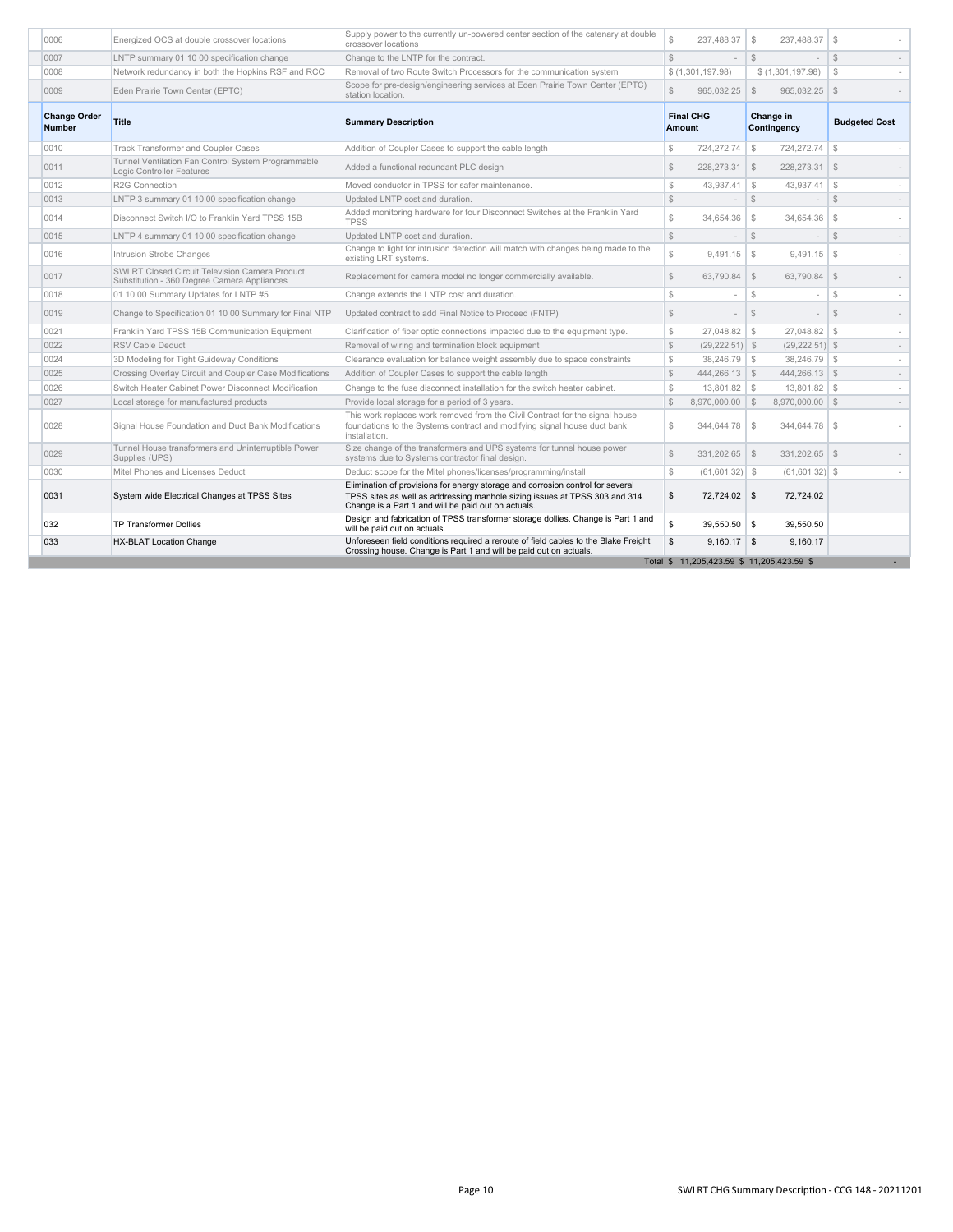| Change Order Number | Title | Summary Description | Final CHG Amount | Change in Contingency | Budgeted Cost |
|---|---|---|---|---|---|
| 0006 | Energized OCS at double crossover locations | Supply power to the currently un-powered center section of the catenary at double crossover locations | $ 237,488.37 | $ 237,488.37 | $ - |
| 0007 | LNTP summary 01 10 00 specification change | Change to the LNTP for the contract. | $ - | $ - | $ - |
| 0008 | Network redundancy in both the Hopkins RSF and RCC | Removal of two Route Switch Processors for the communication system | $ (1,301,197.98) | $ (1,301,197.98) | $ - |
| 0009 | Eden Prairie Town Center (EPTC) | Scope for pre-design/engineering services at Eden Prairie Town Center (EPTC) station location. | $ 965,032.25 | $ 965,032.25 | $ - |
| 0010 | Track Transformer and Coupler Cases | Addition of Coupler Cases to support the cable length | $ 724,272.74 | $ 724,272.74 | $ - |
| 0011 | Tunnel Ventilation Fan Control System Programmable Logic Controller Features | Added a functional redundant PLC design | $ 228,273.31 | $ 228,273.31 | $ - |
| 0012 | R2G Connection | Moved conductor in TPSS for safer maintenance. | $ 43,937.41 | $ 43,937.41 | $ - |
| 0013 | LNTP 3 summary 01 10 00 specification change | Updated LNTP cost and duration. | $ - | $ - | $ - |
| 0014 | Disconnect Switch I/O to Franklin Yard TPSS 15B | Added monitoring hardware for four Disconnect Switches at the Franklin Yard TPSS | $ 34,654.36 | $ 34,654.36 | $ - |
| 0015 | LNTP 4 summary 01 10 00 specification change | Updated LNTP cost and duration. | $ - | $ - | $ - |
| 0016 | Intrusion Strobe Changes | Change to light for intrusion detection will match with changes being made to the existing LRT systems. | $ 9,491.15 | $ 9,491.15 | $ - |
| 0017 | SWLRT Closed Circuit Television Camera Product Substitution - 360 Degree Camera Appliances | Replacement for camera model no longer commercially available. | $ 63,790.84 | $ 63,790.84 | $ - |
| 0018 | 01 10 00 Summary Updates for LNTP #5 | Change extends the LNTP cost and duration. | $ - | $ - | $ - |
| 0019 | Change to Specification 01 10 00 Summary for Final NTP | Updated contract to add Final Notice to Proceed (FNTP) | $ - | $ - | $ - |
| 0021 | Franklin Yard TPSS 15B Communication Equipment | Clarification of fiber optic connections impacted due to the equipment type. | $ 27,048.82 | $ 27,048.82 | $ - |
| 0022 | RSV Cable Deduct | Removal of wiring and termination block equipment | $ (29,222.51) | $ (29,222.51) | $ - |
| 0024 | 3D Modeling for Tight Guideway Conditions | Clearance evaluation for balance weight assembly due to space constraints | $ 38,246.79 | $ 38,246.79 | $ - |
| 0025 | Crossing Overlay Circuit and Coupler Case Modifications | Addition of Coupler Cases to support the cable length | $ 444,266.13 | $ 444,266.13 | $ - |
| 0026 | Switch Heater Cabinet Power Disconnect Modification | Change to the fuse disconnect installation for the switch heater cabinet. | $ 13,801.82 | $ 13,801.82 | $ - |
| 0027 | Local storage for manufactured products | Provide local storage for a period of 3 years. | $ 8,970,000.00 | $ 8,970,000.00 | $ - |
| 0028 | Signal House Foundation and Duct Bank Modifications | This work replaces work removed from the Civil Contract for the signal house foundations to the Systems contract and modifying signal house duct bank installation. | $ 344,644.78 | $ 344,644.78 | $ - |
| 0029 | Tunnel House transformers and Uninterruptible Power Supplies (UPS) | Size change of the transformers and UPS systems for tunnel house power systems due to Systems contractor final design. | $ 331,202.65 | $ 331,202.65 | $ - |
| 0030 | Mitel Phones and Licenses Deduct | Deduct scope for the Mitel phones/licenses/programming/install | $ (61,601.32) | $ (61,601.32) | $ - |
| 0031 | System wide Electrical Changes at TPSS Sites | Elimination of provisions for energy storage and corrosion control for several TPSS sites as well as addressing manhole sizing issues at TPSS 303 and 314. Change is a Part 1 and will be paid out on actuals. | $ 72,724.02 | $ 72,724.02 | |
| 032 | TP Transformer Dollies | Design and fabrication of TPSS transformer storage dollies. Change is Part 1 and will be paid out on actuals | $ 39,550.50 | $ 39,550.50 | |
| 033 | HX-BLAT Location Change | Unforeseen field conditions required a reroute of field cables to the Blake Freight Crossing house. Change is Part 1 and will be paid out on actuals. | $ 9,160.17 | $ 9,160.17 | |
| | | Total | $ 11,205,423.59 | $ 11,205,423.59 | $ - |